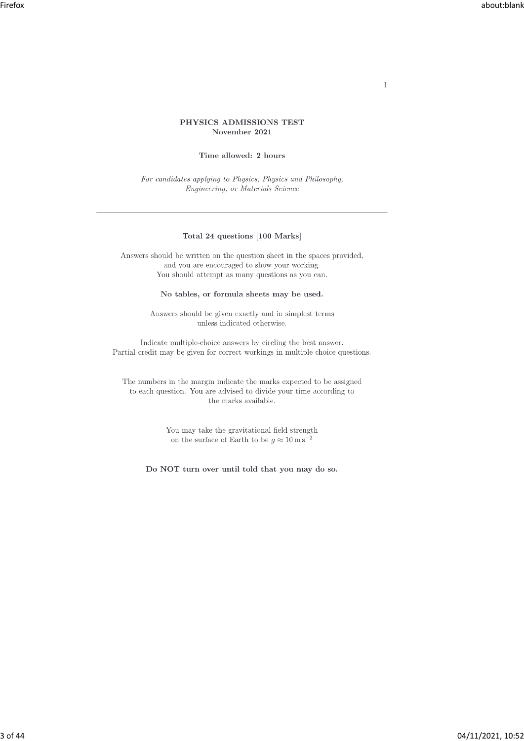# PHYSICS ADMISSIONS TEST
## November 2021

**Time allowed: 2 hours**

*For candidates applying to Physics, Physics and Philosophy, Engineering, or Materials Science*

---

**Total 24 questions [100 Marks]**

Answers should be written on the question sheet in the spaces provided, and you are encouraged to show your working.
You should attempt as many questions as you can.

**No tables, or formula sheets may be used.**

Answers should be given exactly and in simplest terms unless indicated otherwise.

Indicate multiple-choice answers by circling the best answer.
Partial credit may be given for correct workings in multiple choice questions.

The numbers in the margin indicate the marks expected to be assigned to each question. You are advised to divide your time according to the marks available.

You may take the gravitational field strength on the surface of Earth to be $g \approx 10\,\mathrm{m\,s^{-2}}$

**Do NOT turn over until told that you may do so.**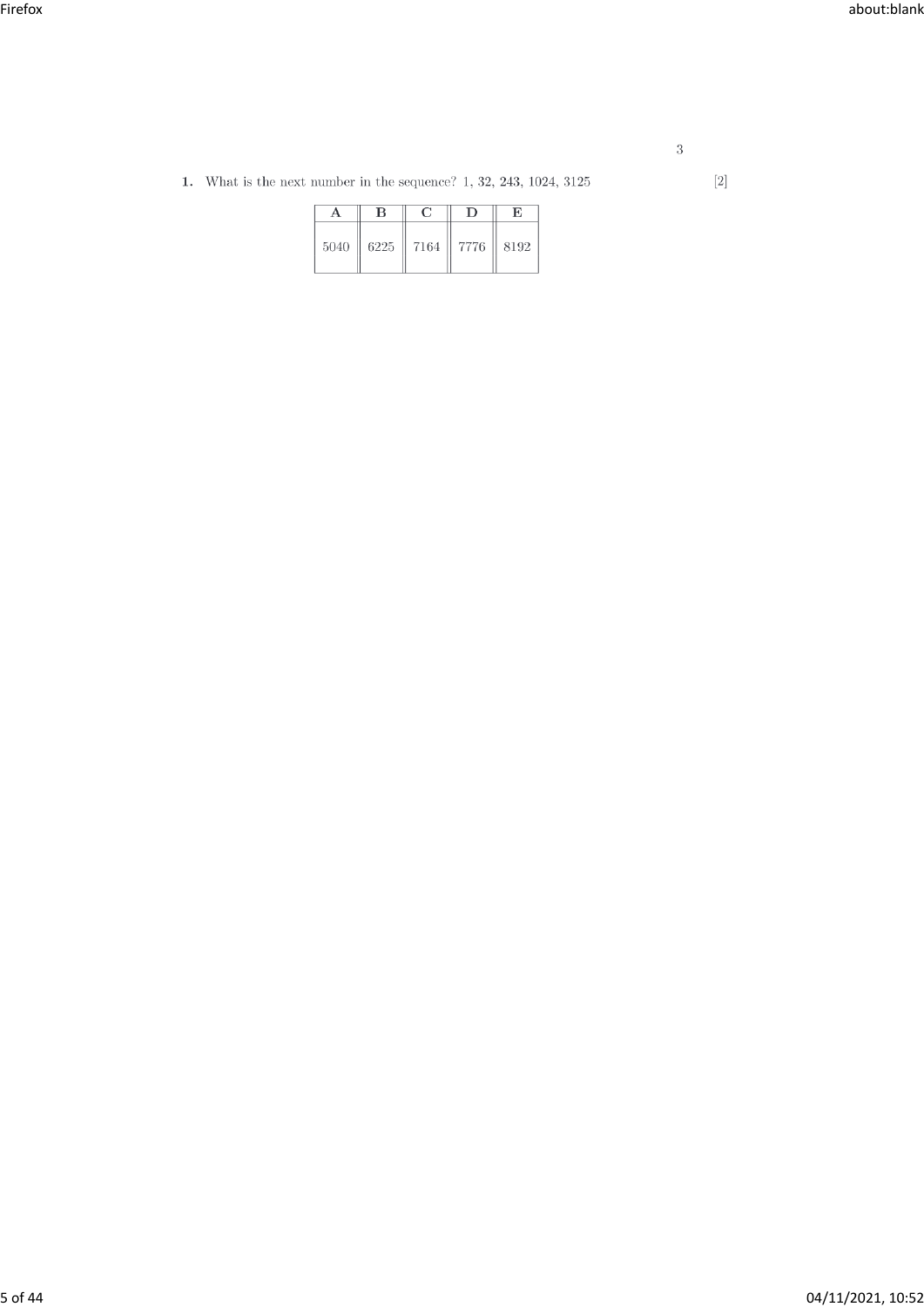**1.** What is the next number in the sequence? 1, 32, 243, 1024, 3125 [2]

| A | B | C | D | E |
|---|---|---|---|---|
| 5040 | 6225 | 7164 | 7776 | 8192 |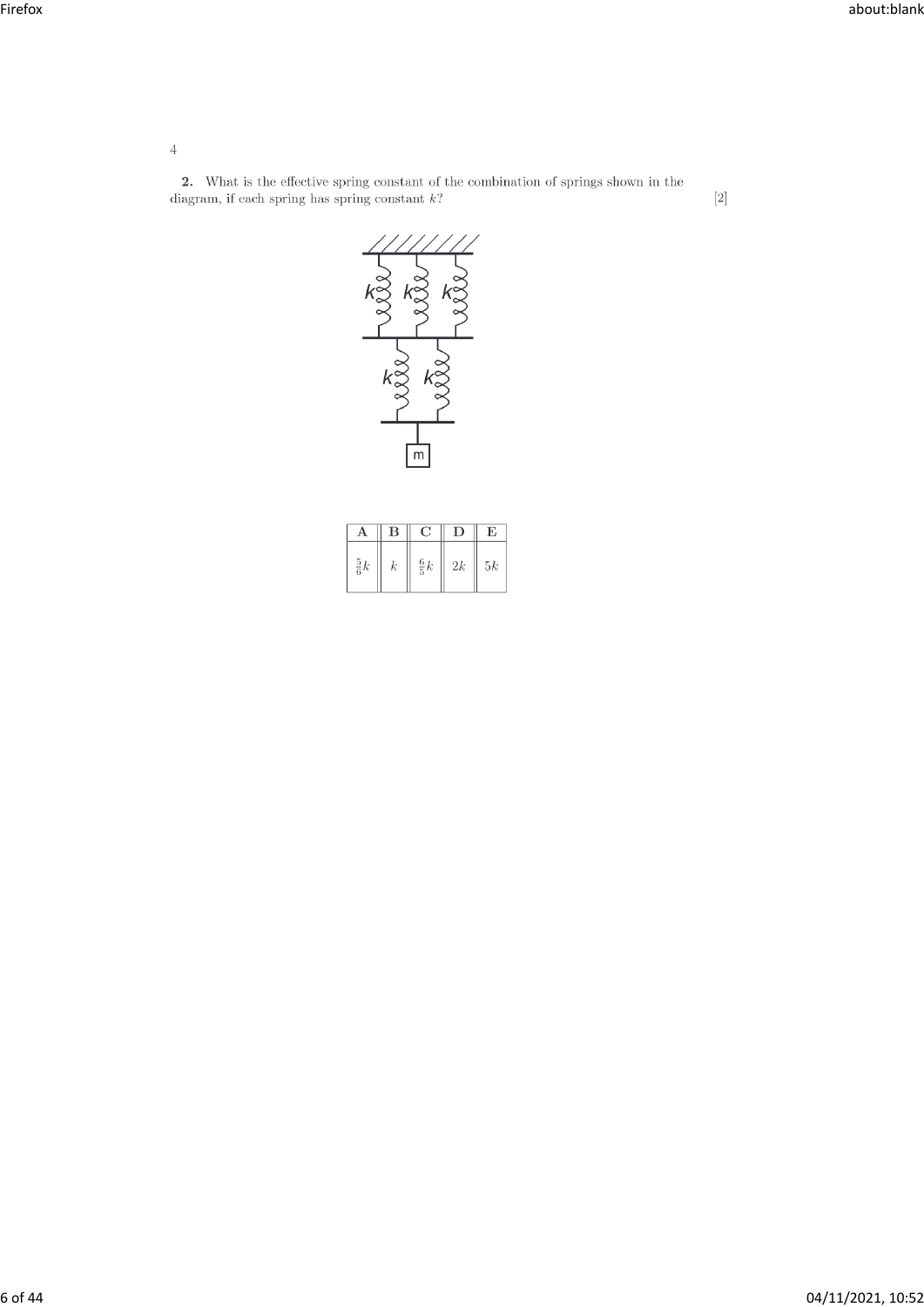**2.** What is the effective spring constant of the combination of springs shown in the diagram, if each spring has spring constant $k$? [2]

| A | B | C | D | E |
|---|---|---|---|---|
| $\frac{5}{6}k$ | $k$ | $\frac{6}{5}k$ | $2k$ | $5k$ |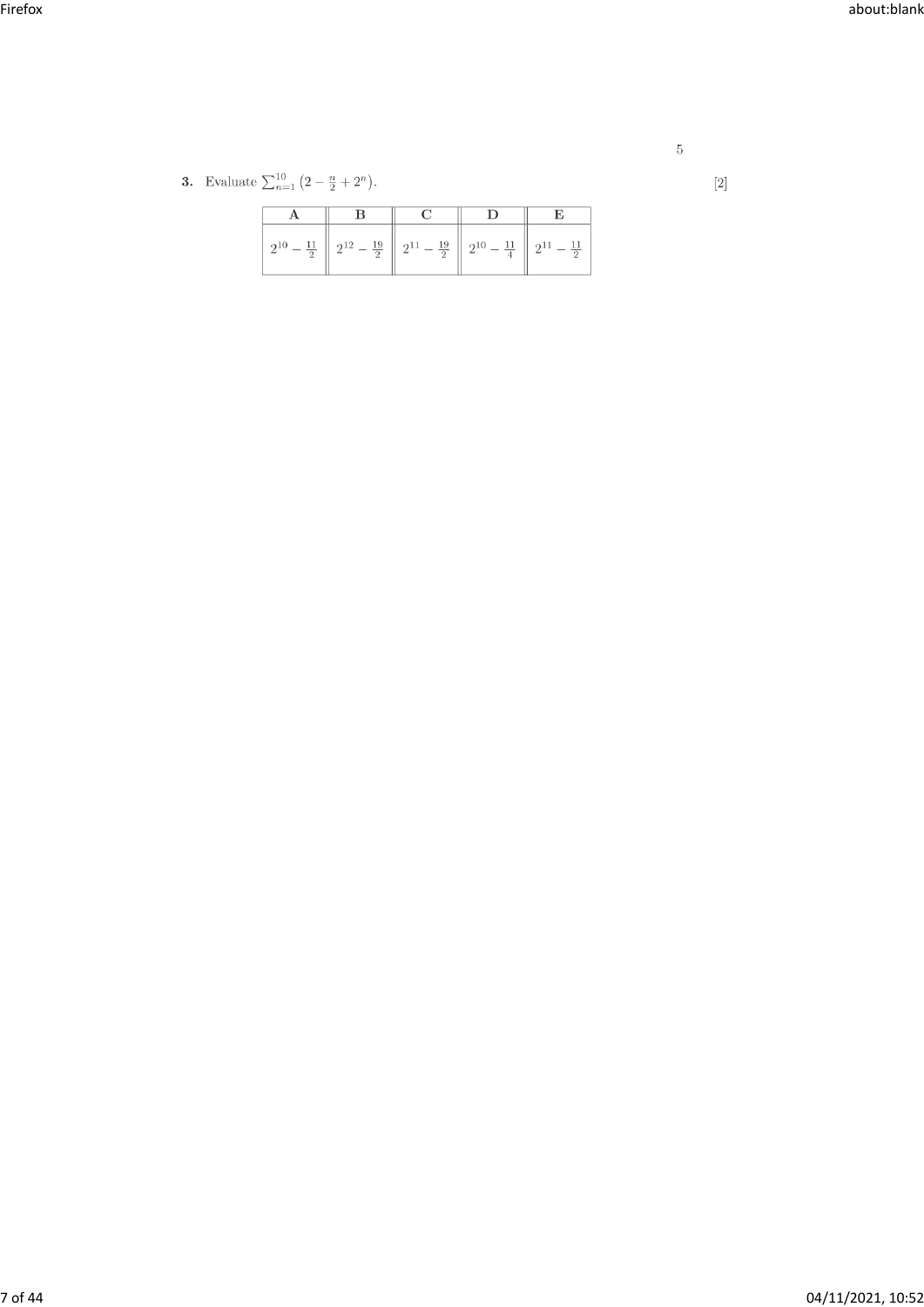**3.** Evaluate $\sum_{n=1}^{10}\left(2 - \frac{n}{2} + 2^n\right)$. [2]

| A | B | C | D | E |
|---|---|---|---|---|
| $2^{10} - \frac{11}{2}$ | $2^{12} - \frac{19}{2}$ | $2^{11} - \frac{19}{2}$ | $2^{10} - \frac{11}{4}$ | $2^{11} - \frac{11}{2}$ |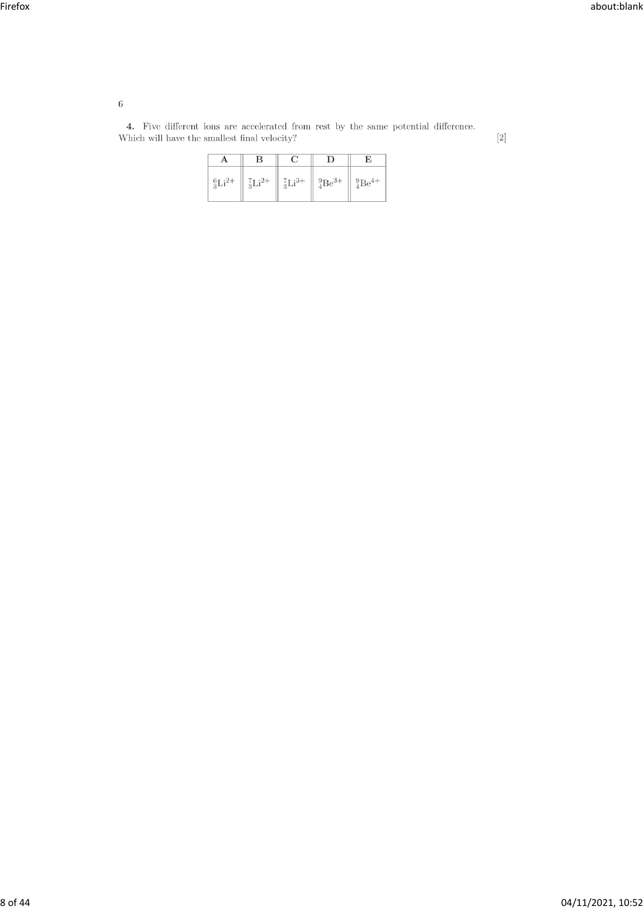**4.** Five different ions are accelerated from rest by the same potential difference. Which will have the smallest final velocity? [2]

| A | B | C | D | E |
|---|---|---|---|---|
| ${}^{6}_{3}Li^{2+}$ | ${}^{7}_{3}Li^{2+}$ | ${}^{7}_{3}Li^{3+}$ | ${}^{9}_{4}Be^{3+}$ | ${}^{9}_{4}Be^{4+}$ |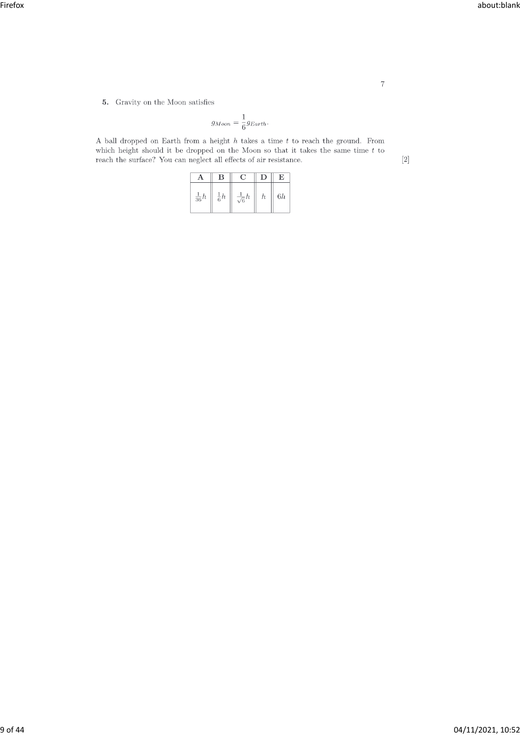**5.** Gravity on the Moon satisfies

$$g_{Moon} = \frac{1}{6} g_{Earth}.$$

A ball dropped on Earth from a height $h$ takes a time $t$ to reach the ground. From which height should it be dropped on the Moon so that it takes the same time $t$ to reach the surface? You can neglect all effects of air resistance. [2]

| A | B | C | D | E |
|---|---|---|---|---|
| $\frac{1}{36}h$ | $\frac{1}{6}h$ | $\frac{1}{\sqrt{6}}h$ | $h$ | $6h$ |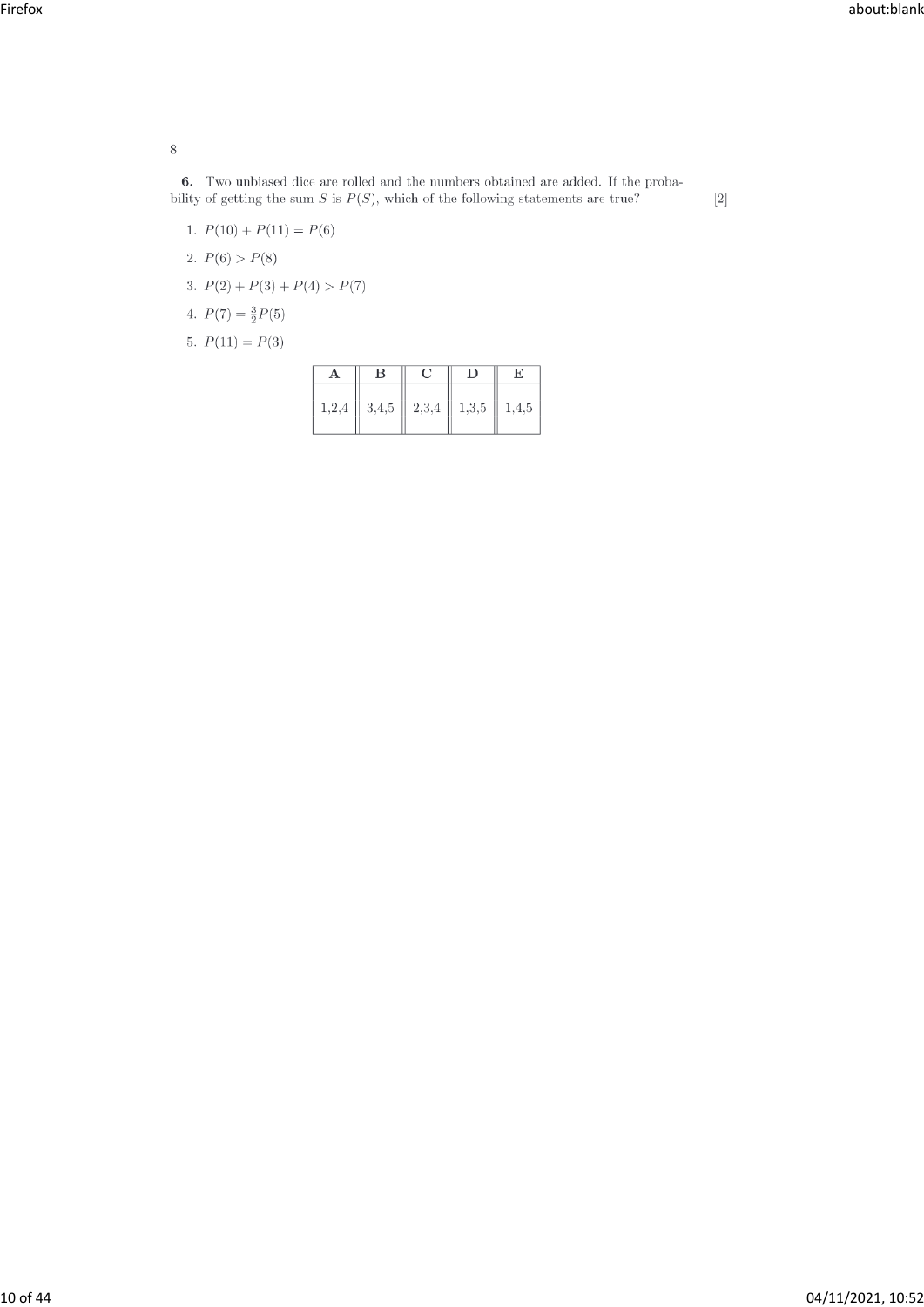**6.** Two unbiased dice are rolled and the numbers obtained are added. If the probability of getting the sum $S$ is $P(S)$, which of the following statements are true? [2]

1. $P(10) + P(11) = P(6)$
2. $P(6) > P(8)$
3. $P(2) + P(3) + P(4) > P(7)$
4. $P(7) = \frac{3}{2}P(5)$
5. $P(11) = P(3)$

| A | B | C | D | E |
|---|---|---|---|---|
| 1,2,4 | 3,4,5 | 2,3,4 | 1,3,5 | 1,4,5 |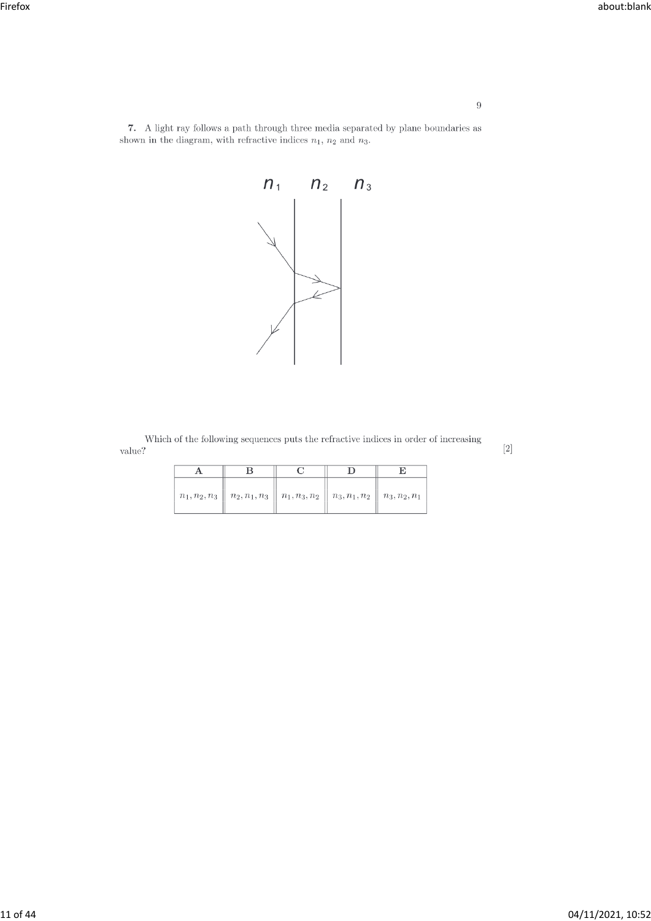**7.** A light ray follows a path through three media separated by plane boundaries as shown in the diagram, with refractive indices $n_1$, $n_2$ and $n_3$.

Which of the following sequences puts the refractive indices in order of increasing value? [2]

| A | B | C | D | E |
|---|---|---|---|---|
| $n_1, n_2, n_3$ | $n_2, n_1, n_3$ | $n_1, n_3, n_2$ | $n_3, n_1, n_2$ | $n_3, n_2, n_1$ |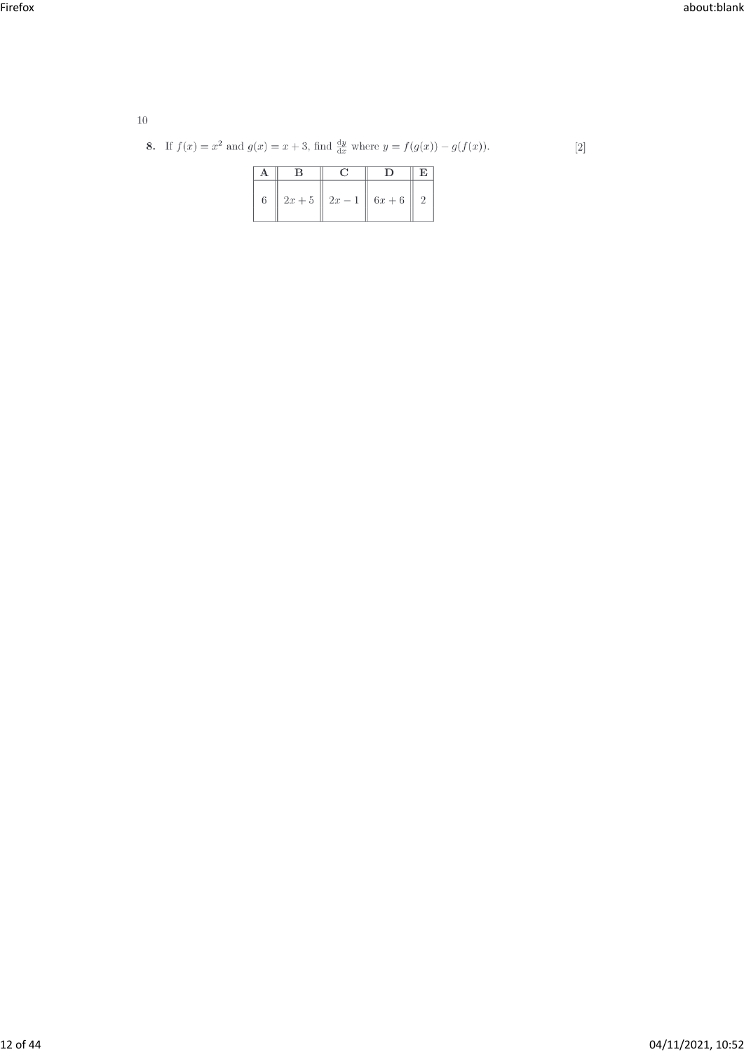**8.** If $f(x) = x^2$ and $g(x) = x + 3$, find $\frac{\mathrm{d}y}{\mathrm{d}x}$ where $y = f(g(x)) - g(f(x))$. [2]

| A | B | C | D | E |
|---|---|---|---|---|
| $6$ | $2x + 5$ | $2x - 1$ | $6x + 6$ | $2$ |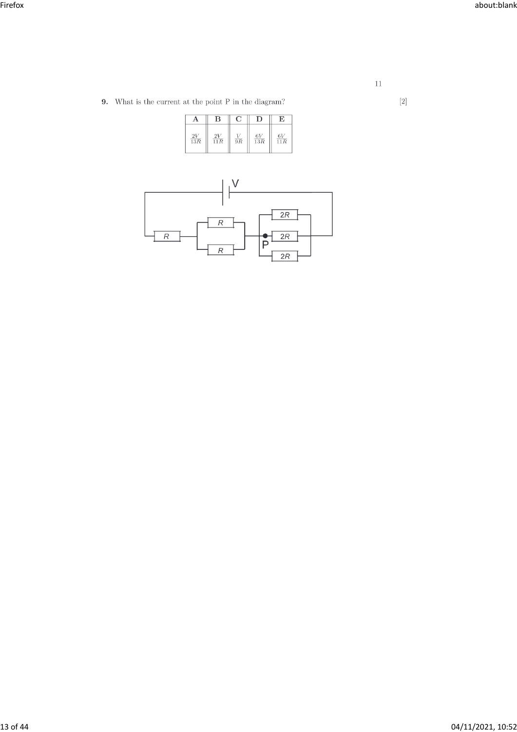**9.** What is the current at the point P in the diagram? [2]

| A | B | C | D | E |
|---|---|---|---|---|
| $\frac{2V}{13R}$ | $\frac{2V}{11R}$ | $\frac{V}{9R}$ | $\frac{6V}{13R}$ | $\frac{6V}{11R}$ |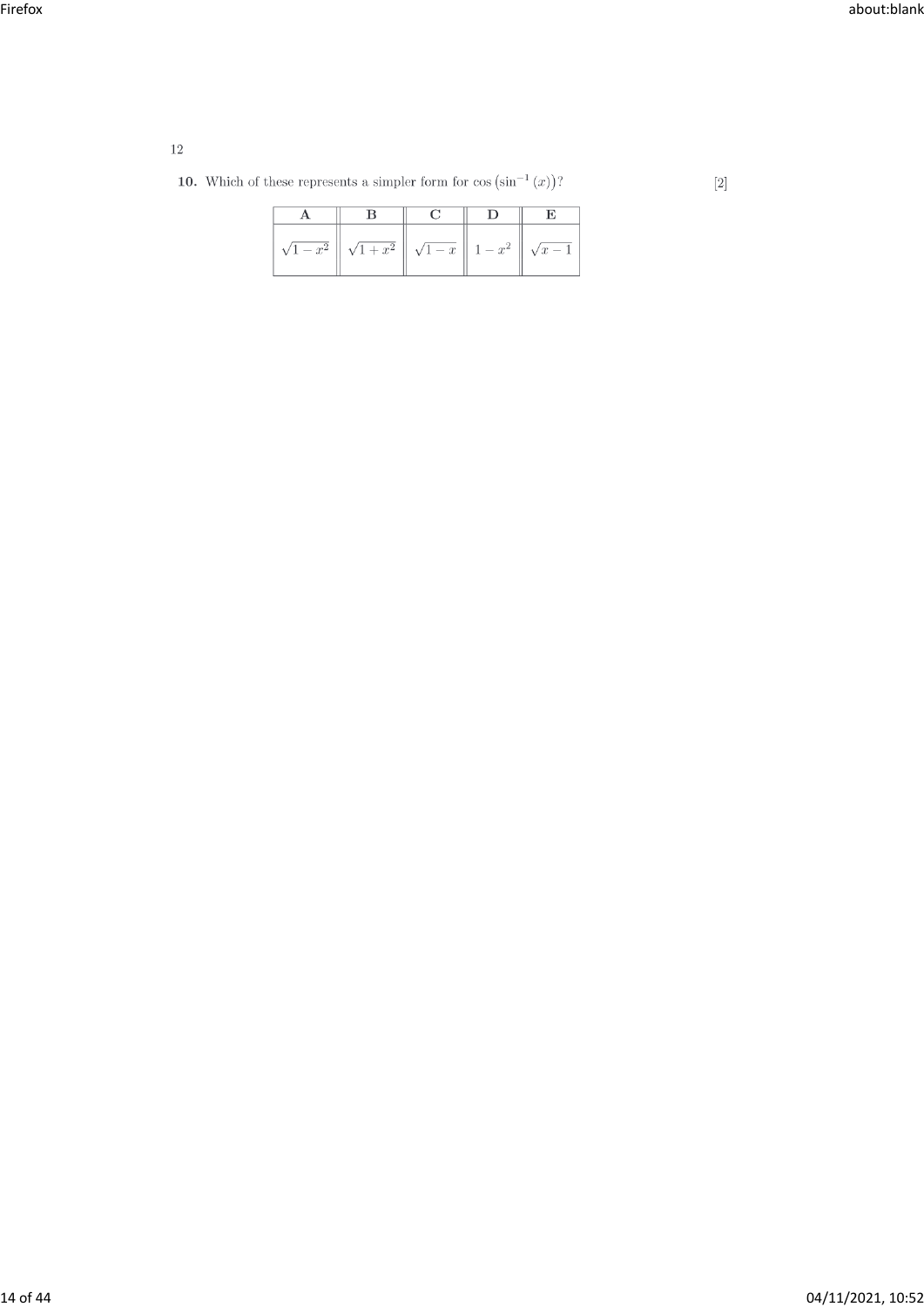**10.** Which of these represents a simpler form for $\cos\left(\sin^{-1}(x)\right)$? [2]

| A | B | C | D | E |
|---|---|---|---|---|
| $\sqrt{1-x^2}$ | $\sqrt{1+x^2}$ | $\sqrt{1-x}$ | $1-x^2$ | $\sqrt{x-1}$ |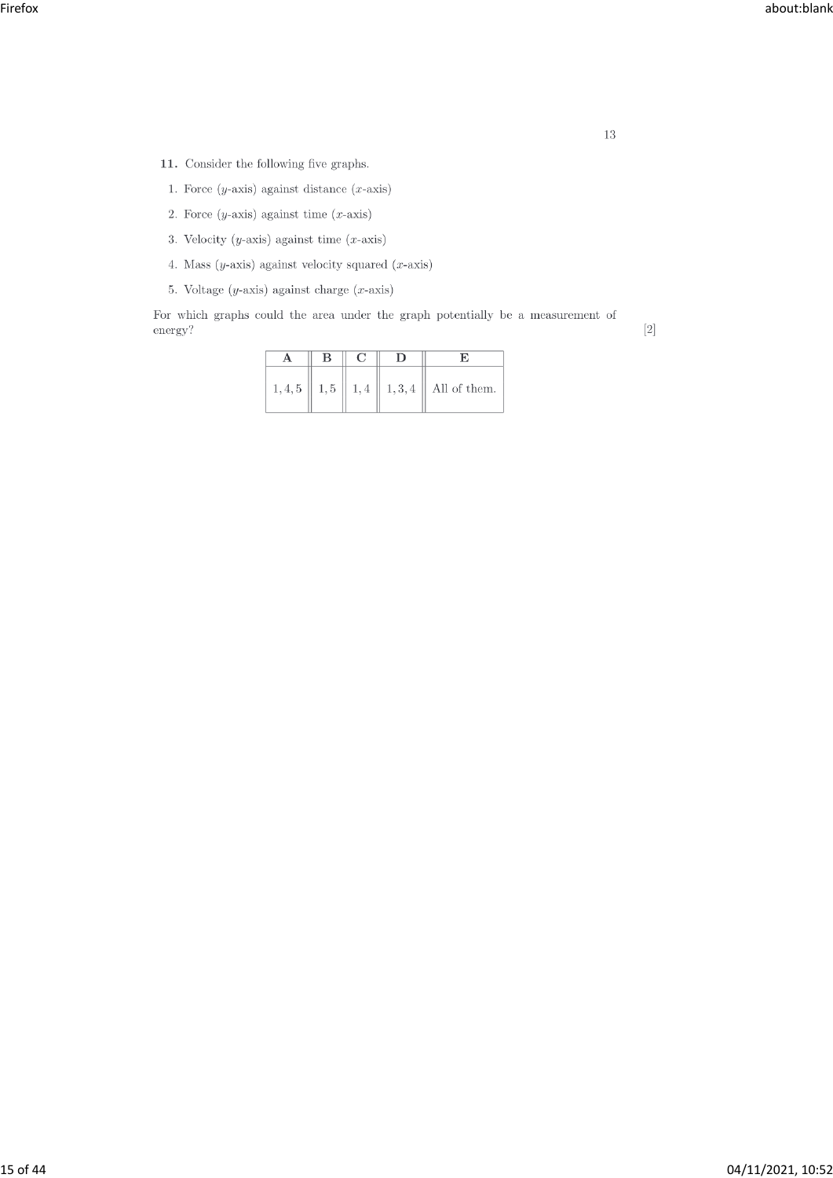**11.** Consider the following five graphs.

1. Force ($y$-axis) against distance ($x$-axis)
2. Force ($y$-axis) against time ($x$-axis)
3. Velocity ($y$-axis) against time ($x$-axis)
4. Mass ($y$-axis) against velocity squared ($x$-axis)
5. Voltage ($y$-axis) against charge ($x$-axis)

For which graphs could the area under the graph potentially be a measurement of energy? [2]

| A | B | C | D | E |
|---|---|---|---|---|
| 1, 4, 5 | 1, 5 | 1, 4 | 1, 3, 4 | All of them. |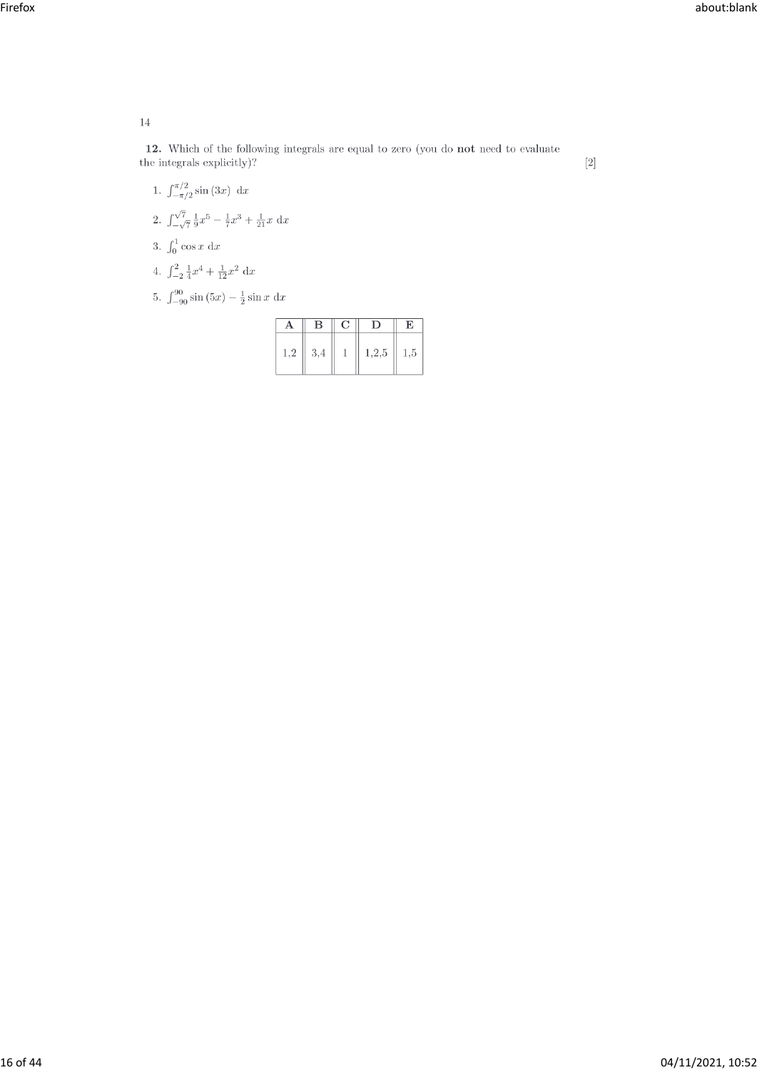**12.** Which of the following integrals are equal to zero (you do **not** need to evaluate the integrals explicitly)? [2]

1. $\int_{-\pi/2}^{\pi/2} \sin(3x)\ \mathrm{d}x$
2. $\int_{-\sqrt{7}}^{\sqrt{7}} \frac{1}{9}x^5 - \frac{1}{7}x^3 + \frac{1}{21}x\ \mathrm{d}x$
3. $\int_{0}^{1} \cos x\ \mathrm{d}x$
4. $\int_{-2}^{2} \frac{1}{4}x^4 + \frac{1}{12}x^2\ \mathrm{d}x$
5. $\int_{-90}^{90} \sin(5x) - \frac{1}{2}\sin x\ \mathrm{d}x$

| A | B | C | D | E |
|---|---|---|---|---|
| 1,2 | 3,4 | 1 | 1,2,5 | 1,5 |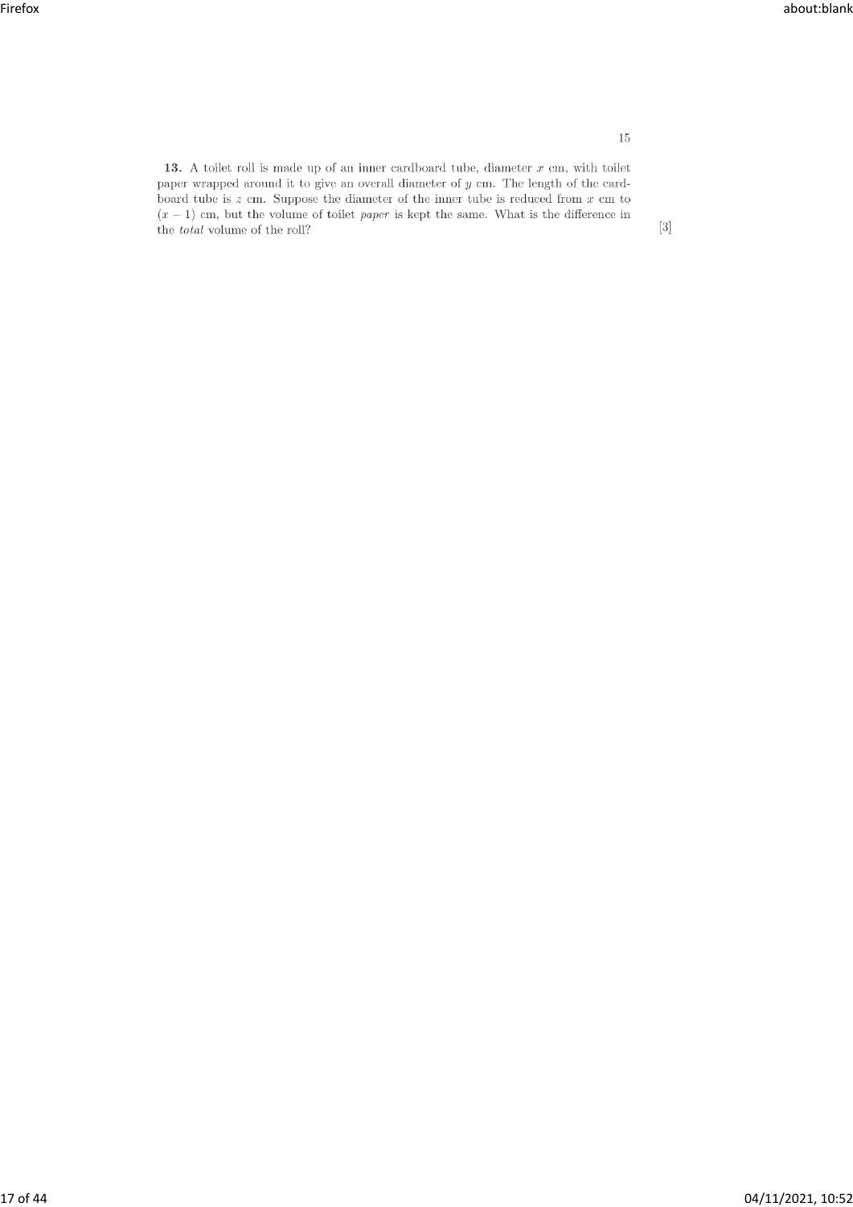**13.** A toilet roll is made up of an inner cardboard tube, diameter $x$ cm, with toilet paper wrapped around it to give an overall diameter of $y$ cm. The length of the cardboard tube is $z$ cm. Suppose the diameter of the inner tube is reduced from $x$ cm to $(x-1)$ cm, but the volume of toilet *paper* is kept the same. What is the difference in the *total* volume of the roll? [3]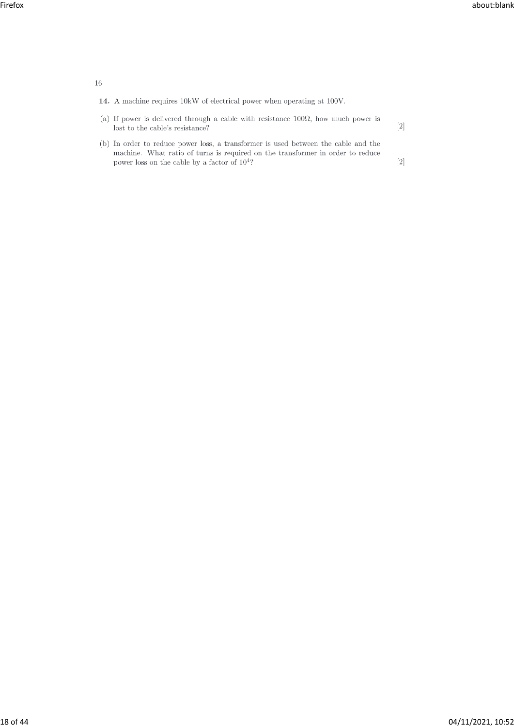**14.** A machine requires 10kW of electrical power when operating at 100V.

(a) If power is delivered through a cable with resistance 100Ω, how much power is lost to the cable's resistance? [2]

(b) In order to reduce power loss, a transformer is used between the cable and the machine. What ratio of turns is required on the transformer in order to reduce power loss on the cable by a factor of $10^4$? [2]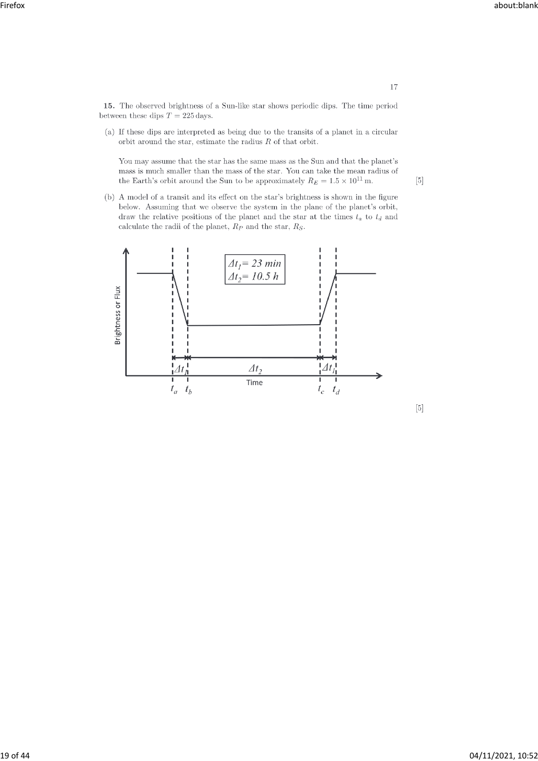**15.** The observed brightness of a Sun-like star shows periodic dips. The time period between these dips $T = 225\,\text{days}$.

(a) If these dips are interpreted as being due to the transits of a planet in a circular orbit around the star, estimate the radius $R$ of that orbit.

You may assume that the star has the same mass as the Sun and that the planet's mass is much smaller than the mass of the star. You can take the mean radius of the Earth's orbit around the Sun to be approximately $R_E = 1.5 \times 10^{11}\,\text{m}$. [5]

(b) A model of a transit and its effect on the star's brightness is shown in the figure below. Assuming that we observe the system in the plane of the planet's orbit, draw the relative positions of the planet and the star at the times $t_a$ to $t_d$ and calculate the radii of the planet, $R_P$ and the star, $R_S$.

$\Delta t_1 = 23$ min

$\Delta t_2 = 10.5$ h

Brightness or Flux

Time

$t_a$ $t_b$ $t_c$ $t_d$

$\Delta t_1$ $\Delta t_2$ $\Delta t_1$

[5]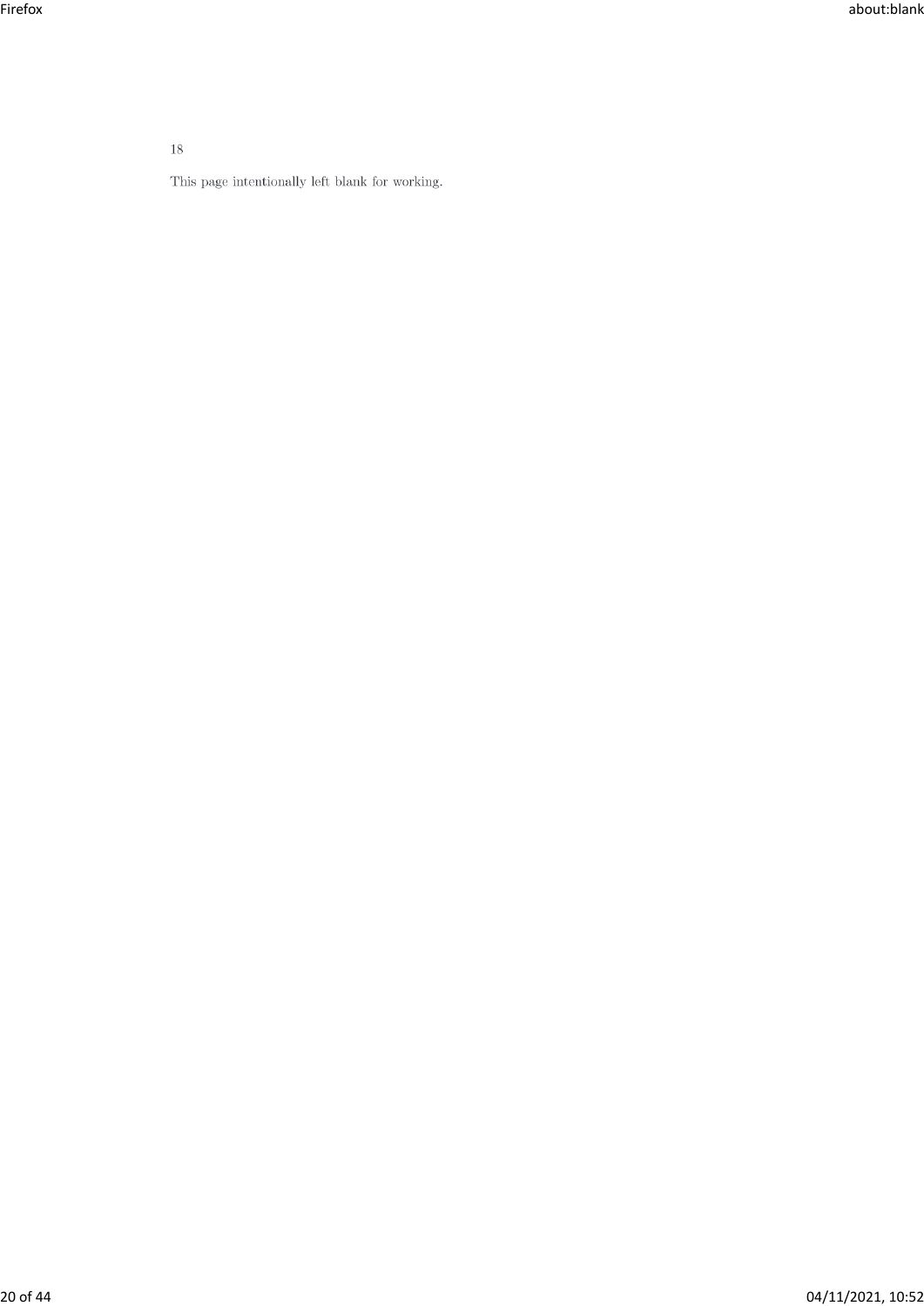This page intentionally left blank for working.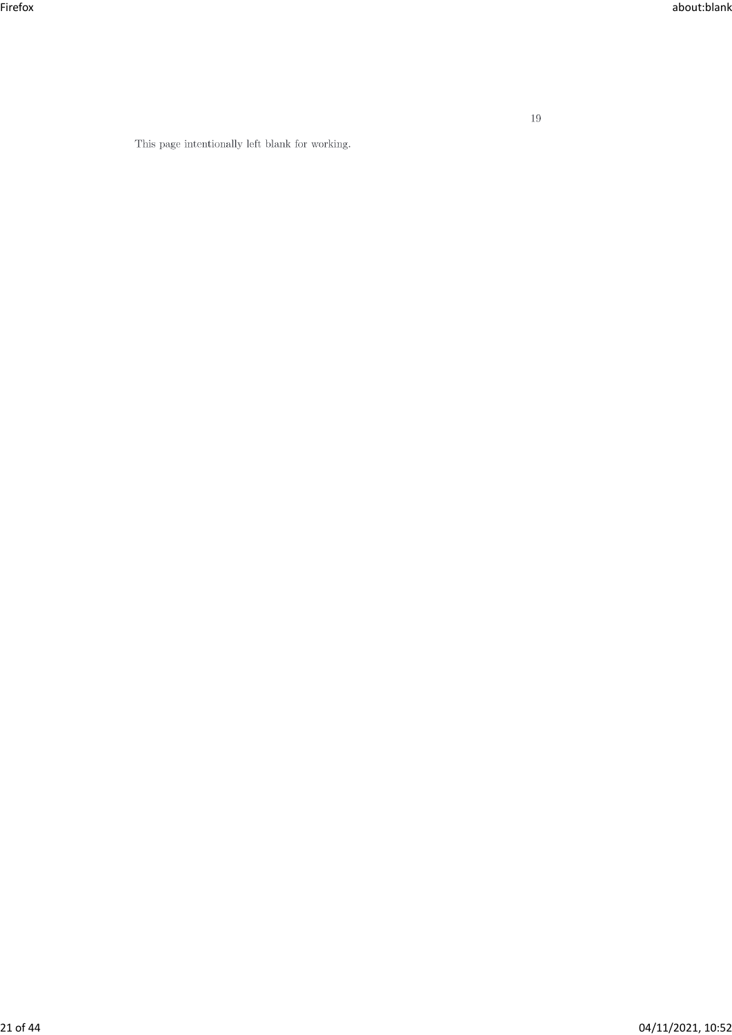This page intentionally left blank for working.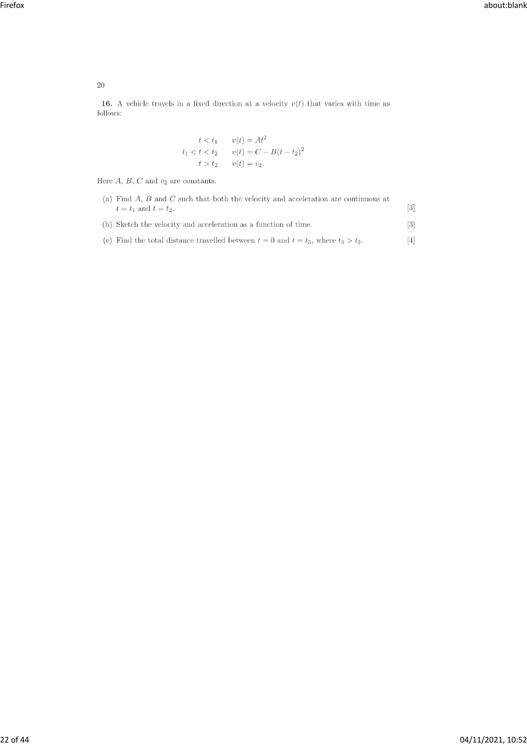**16.** A vehicle travels in a fixed direction at a velocity $v(t)$ that varies with time as follows:

$$\begin{aligned} t < t_1 \qquad & v(t) = At^2 \\ t_1 < t < t_2 \qquad & v(t) = C - B(t - t_2)^2 \\ t > t_2 \qquad & v(t) = v_2. \end{aligned}$$

Here $A$, $B$, $C$ and $v_2$ are constants.

(a) Find $A$, $B$ and $C$ such that both the velocity and acceleration are continuous at $t = t_1$ and $t = t_2$. [3]

(b) Sketch the velocity and acceleration as a function of time. [3]

(c) Find the total distance travelled between $t = 0$ and $t = t_3$, where $t_3 > t_2$. [4]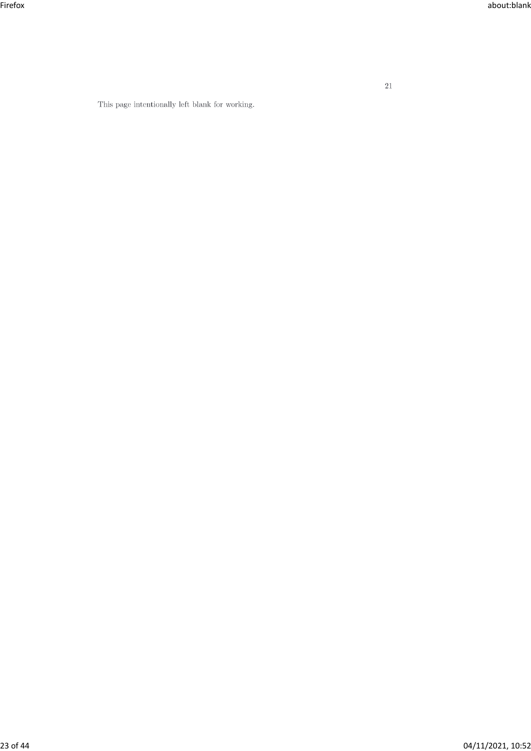This page intentionally left blank for working.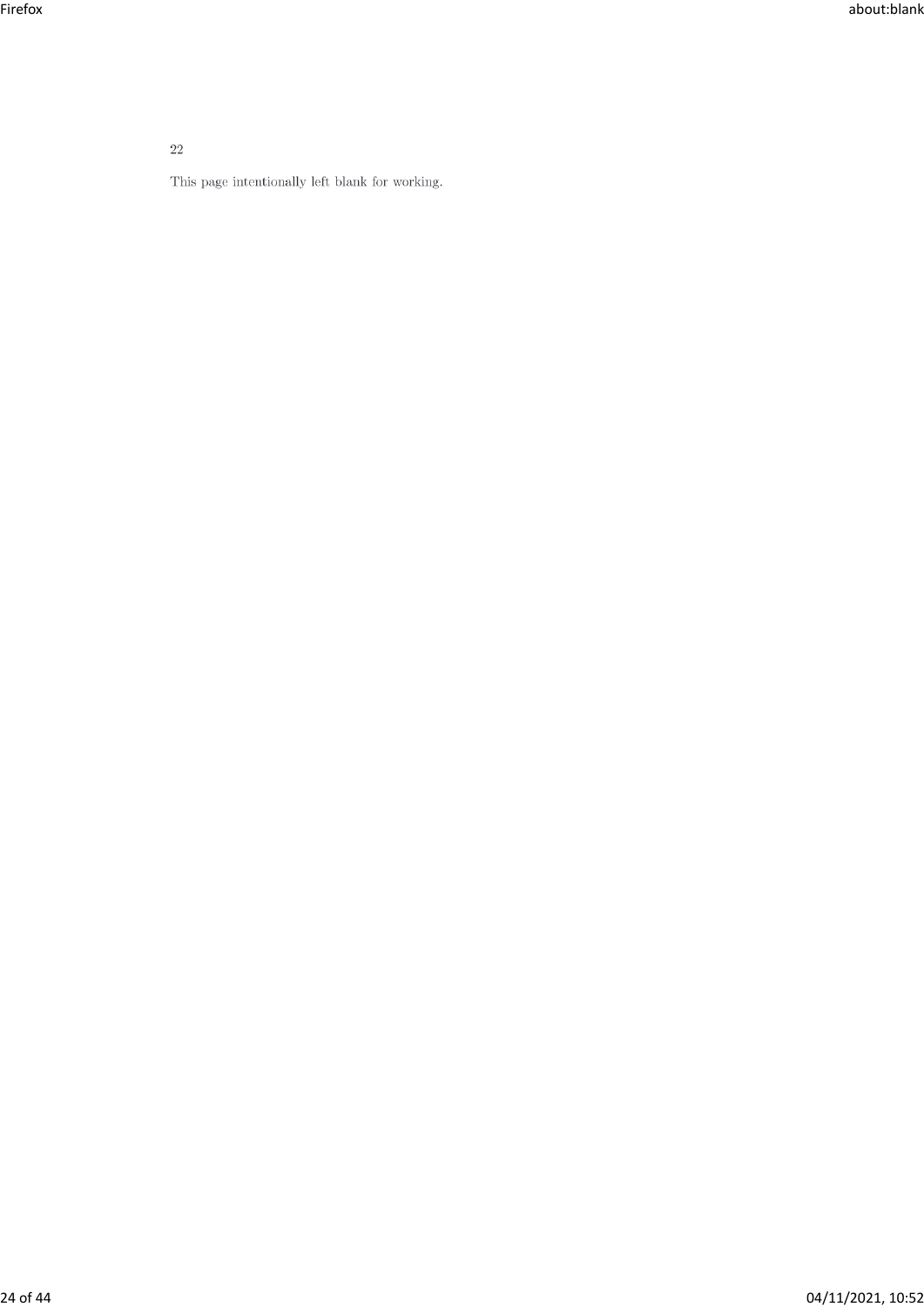This page intentionally left blank for working.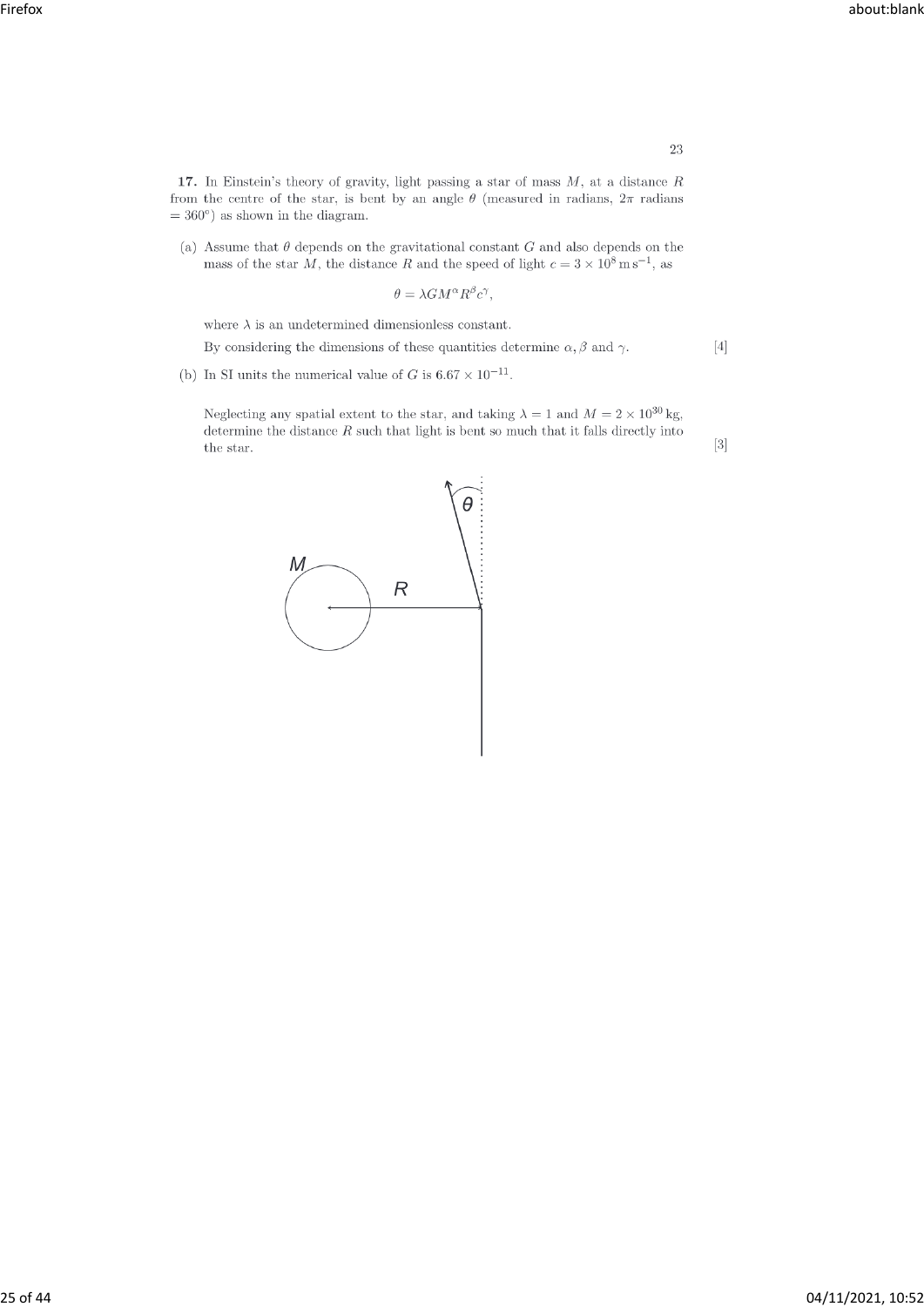**17.** In Einstein's theory of gravity, light passing a star of mass $M$, at a distance $R$ from the centre of the star, is bent by an angle $\theta$ (measured in radians, $2\pi$ radians $= 360°$) as shown in the diagram.

(a) Assume that $\theta$ depends on the gravitational constant $G$ and also depends on the mass of the star $M$, the distance $R$ and the speed of light $c = 3 \times 10^8\,\mathrm{m\,s^{-1}}$, as

$$\theta = \lambda G M^{\alpha} R^{\beta} c^{\gamma},$$

where $\lambda$ is an undetermined dimensionless constant.

By considering the dimensions of these quantities determine $\alpha, \beta$ and $\gamma$. [4]

(b) In SI units the numerical value of $G$ is $6.67 \times 10^{-11}$.

Neglecting any spatial extent to the star, and taking $\lambda = 1$ and $M = 2 \times 10^{30}\,\mathrm{kg}$, determine the distance $R$ such that light is bent so much that it falls directly into the star. [3]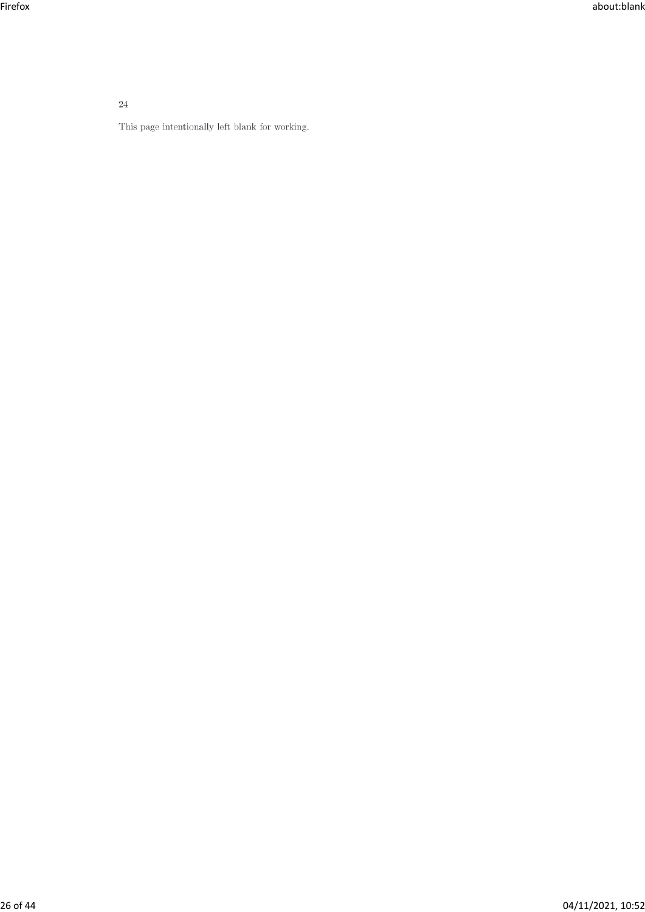This page intentionally left blank for working.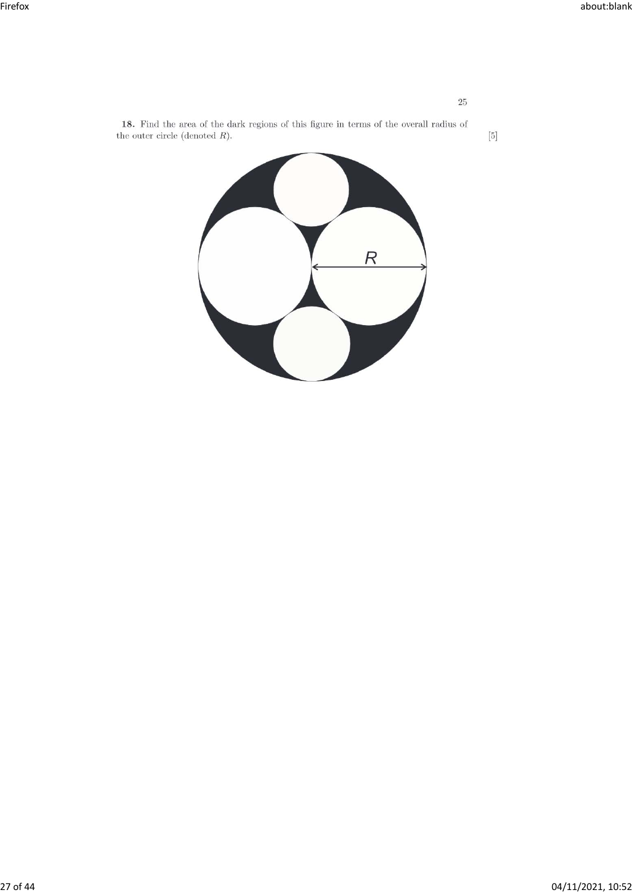**18.** Find the area of the dark regions of this figure in terms of the overall radius of the outer circle (denoted $R$). [5]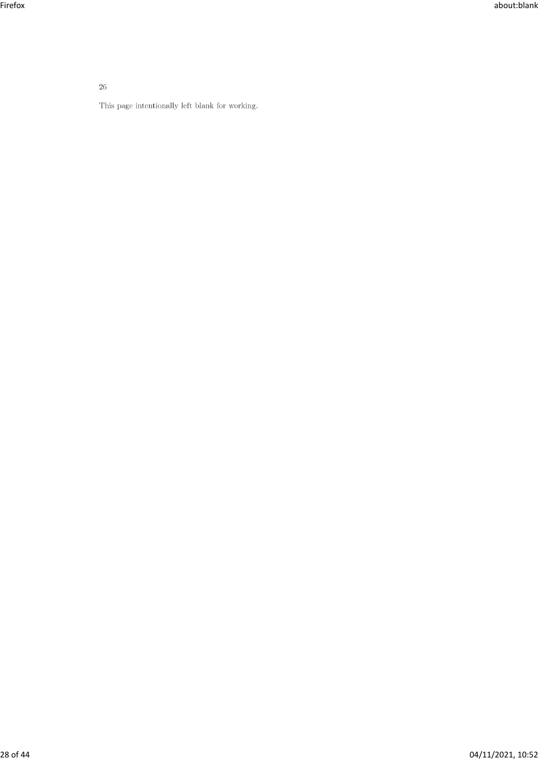This page intentionally left blank for working.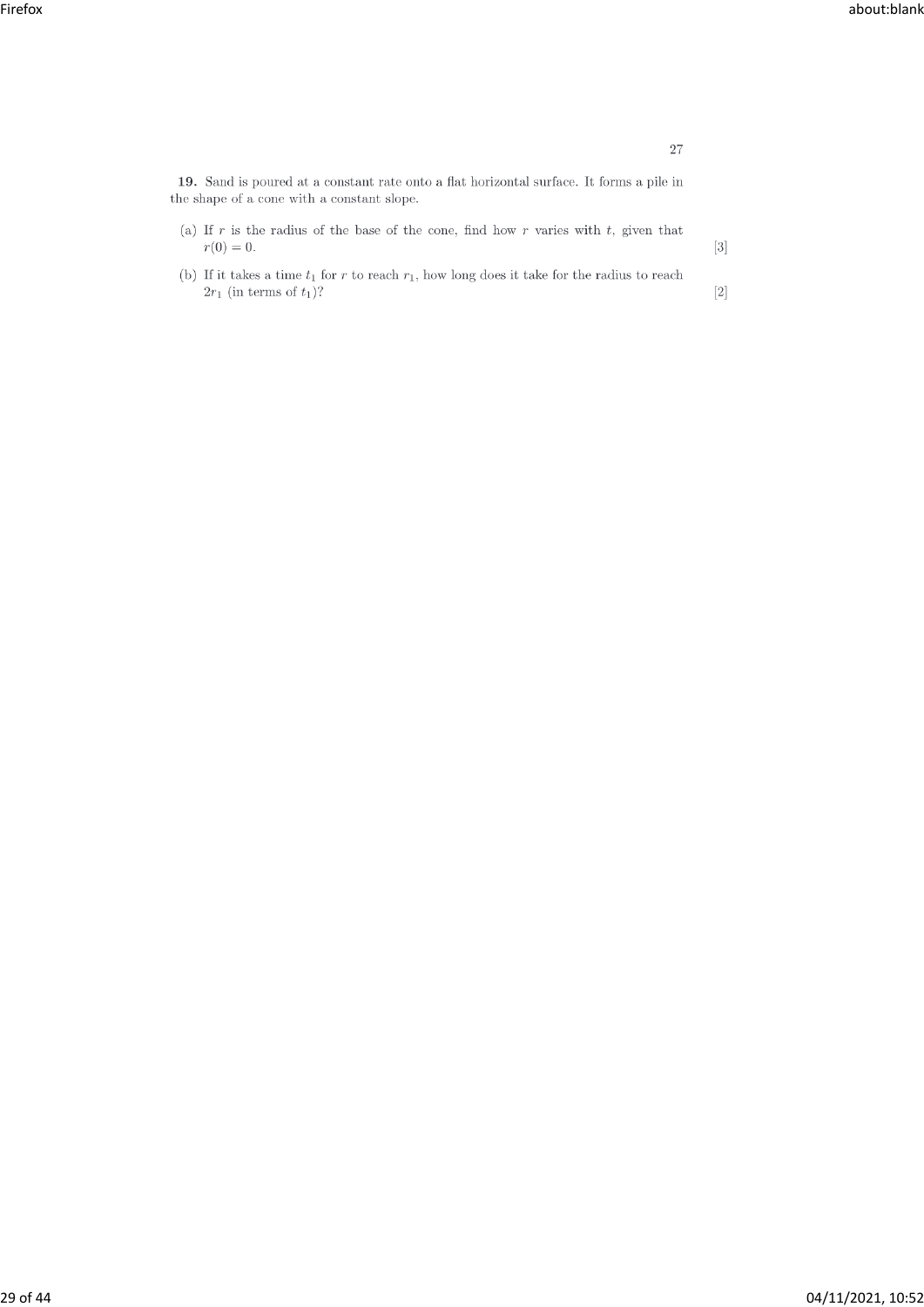**19.** Sand is poured at a constant rate onto a flat horizontal surface. It forms a pile in the shape of a cone with a constant slope.

(a) If $r$ is the radius of the base of the cone, find how $r$ varies with $t$, given that $r(0) = 0$. [3]

(b) If it takes a time $t_1$ for $r$ to reach $r_1$, how long does it take for the radius to reach $2r_1$ (in terms of $t_1$)? [2]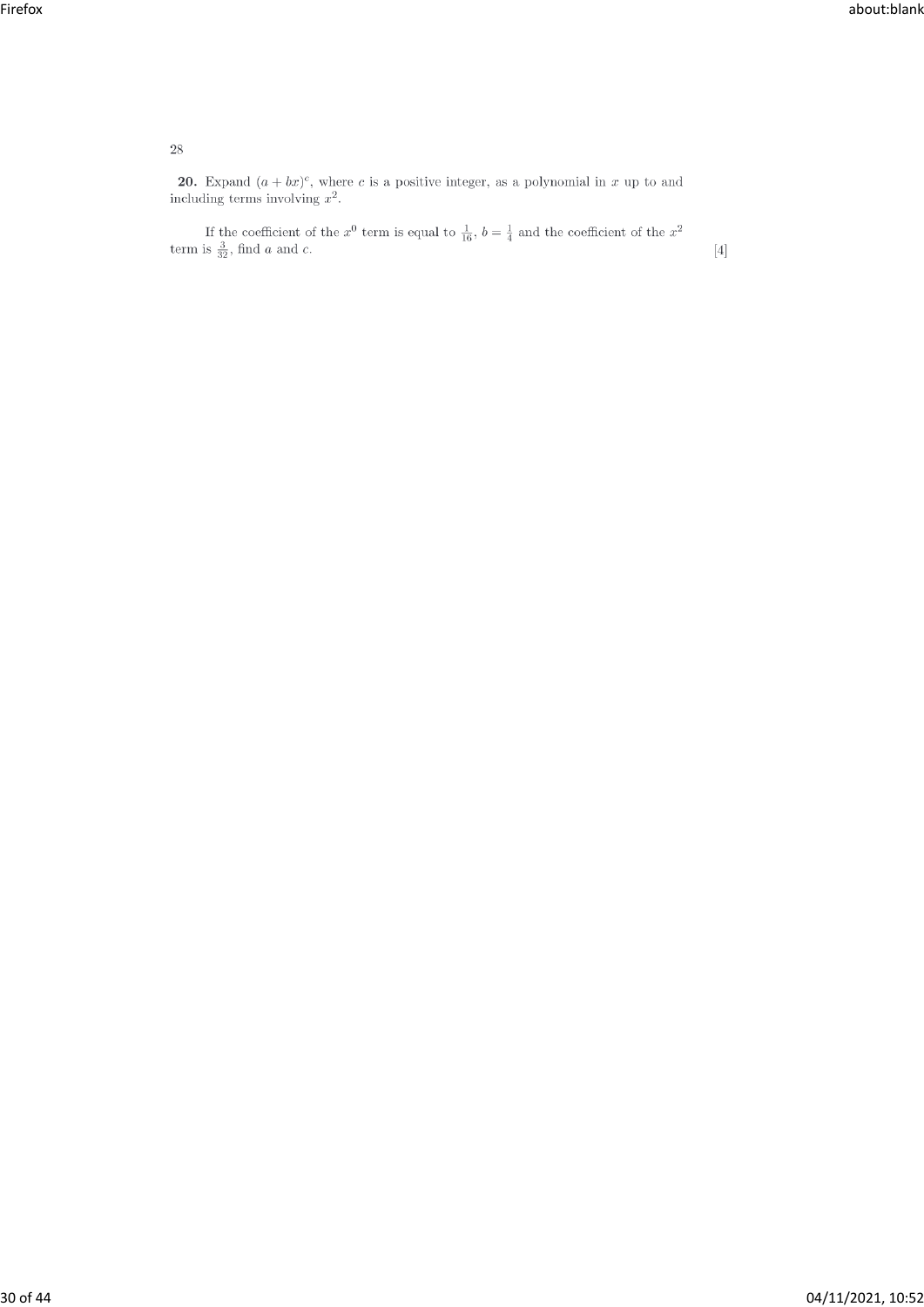**20.** Expand $(a + bx)^c$, where $c$ is a positive integer, as a polynomial in $x$ up to and including terms involving $x^2$.

If the coefficient of the $x^0$ term is equal to $\frac{1}{16}$, $b = \frac{1}{4}$ and the coefficient of the $x^2$ term is $\frac{3}{32}$, find $a$ and $c$. [4]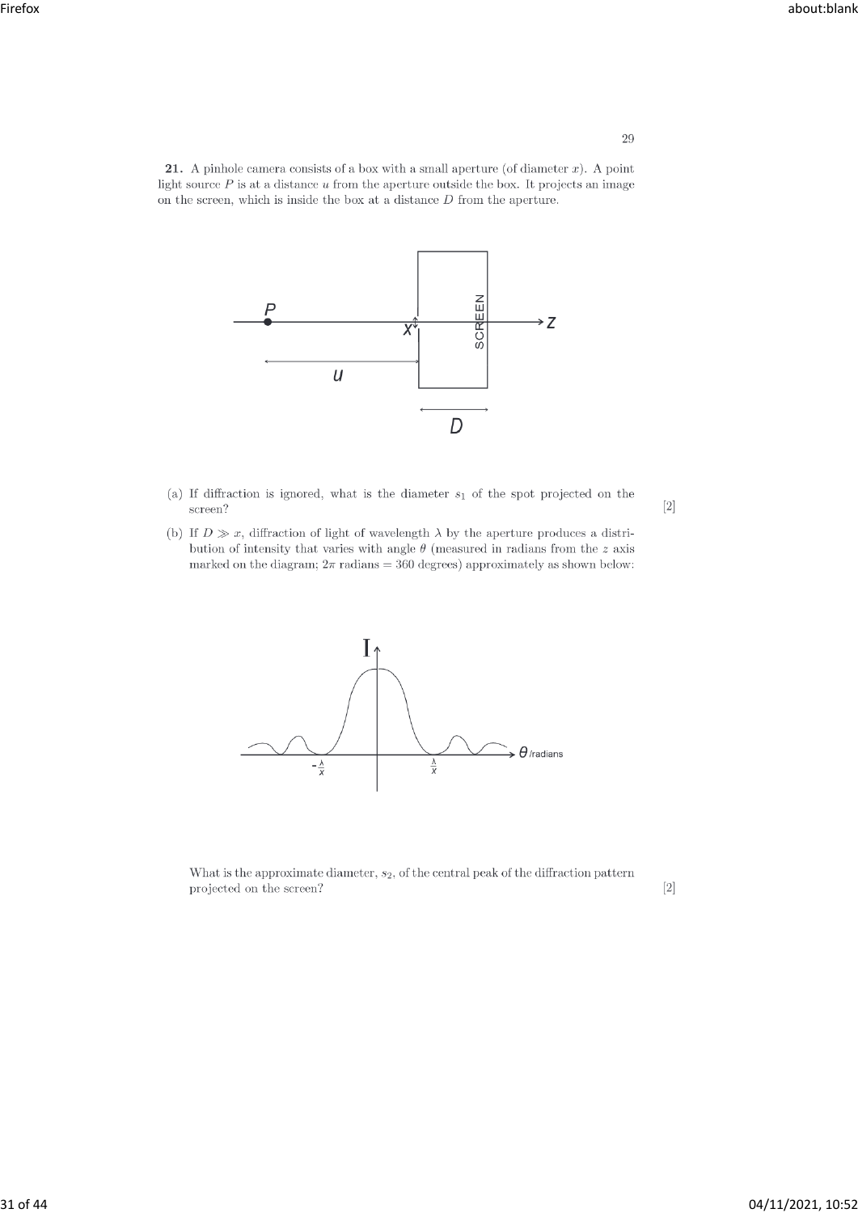**21.** A pinhole camera consists of a box with a small aperture (of diameter $x$). A point light source $P$ is at a distance $u$ from the aperture outside the box. It projects an image on the screen, which is inside the box at a distance $D$ from the aperture.

(a) If diffraction is ignored, what is the diameter $s_1$ of the spot projected on the screen? [2]

(b) If $D \gg x$, diffraction of light of wavelength $\lambda$ by the aperture produces a distribution of intensity that varies with angle $\theta$ (measured in radians from the $z$ axis marked on the diagram; $2\pi$ radians = 360 degrees) approximately as shown below:

What is the approximate diameter, $s_2$, of the central peak of the diffraction pattern projected on the screen? [2]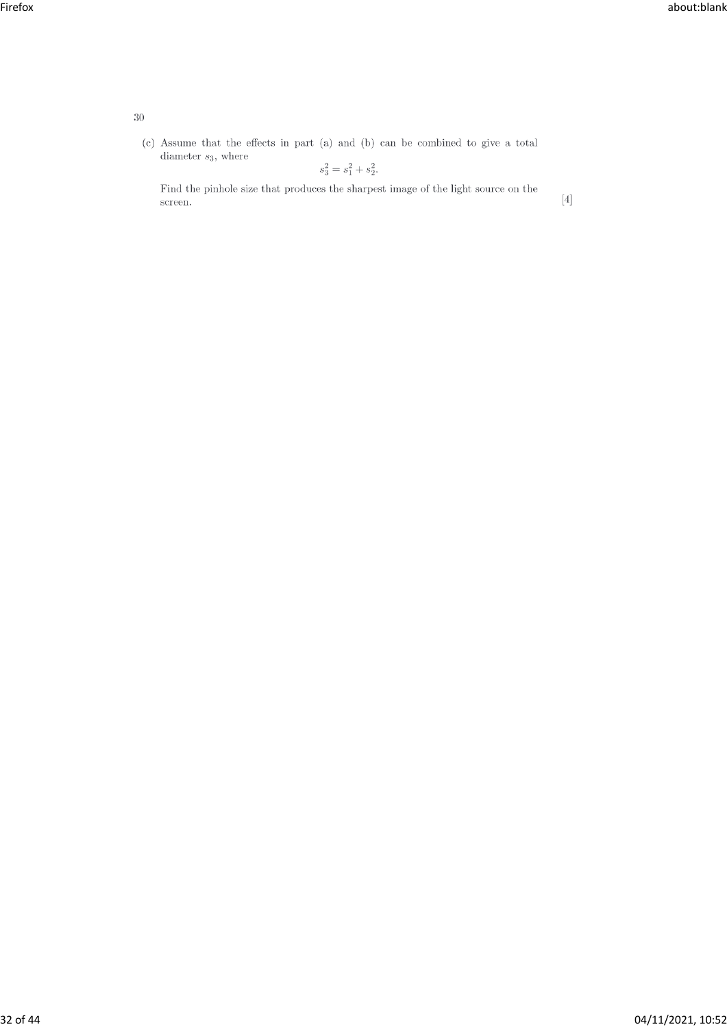(c) Assume that the effects in part (a) and (b) can be combined to give a total diameter $s_3$, where

$$s_3^2 = s_1^2 + s_2^2.$$

Find the pinhole size that produces the sharpest image of the light source on the screen. [4]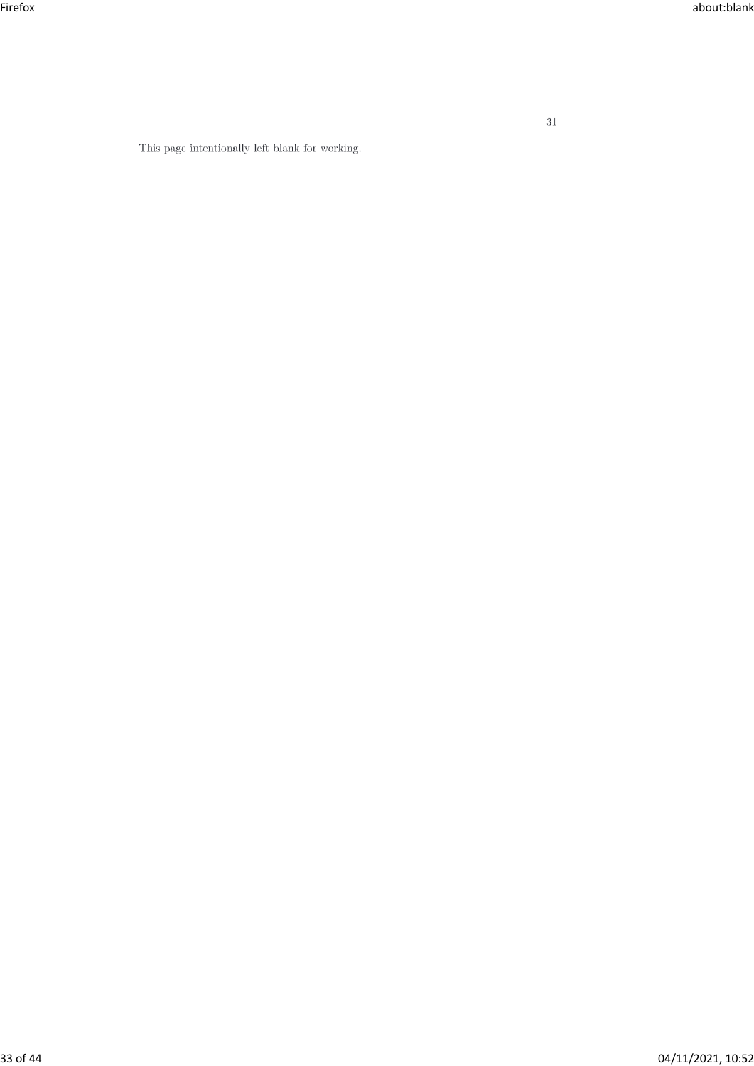This page intentionally left blank for working.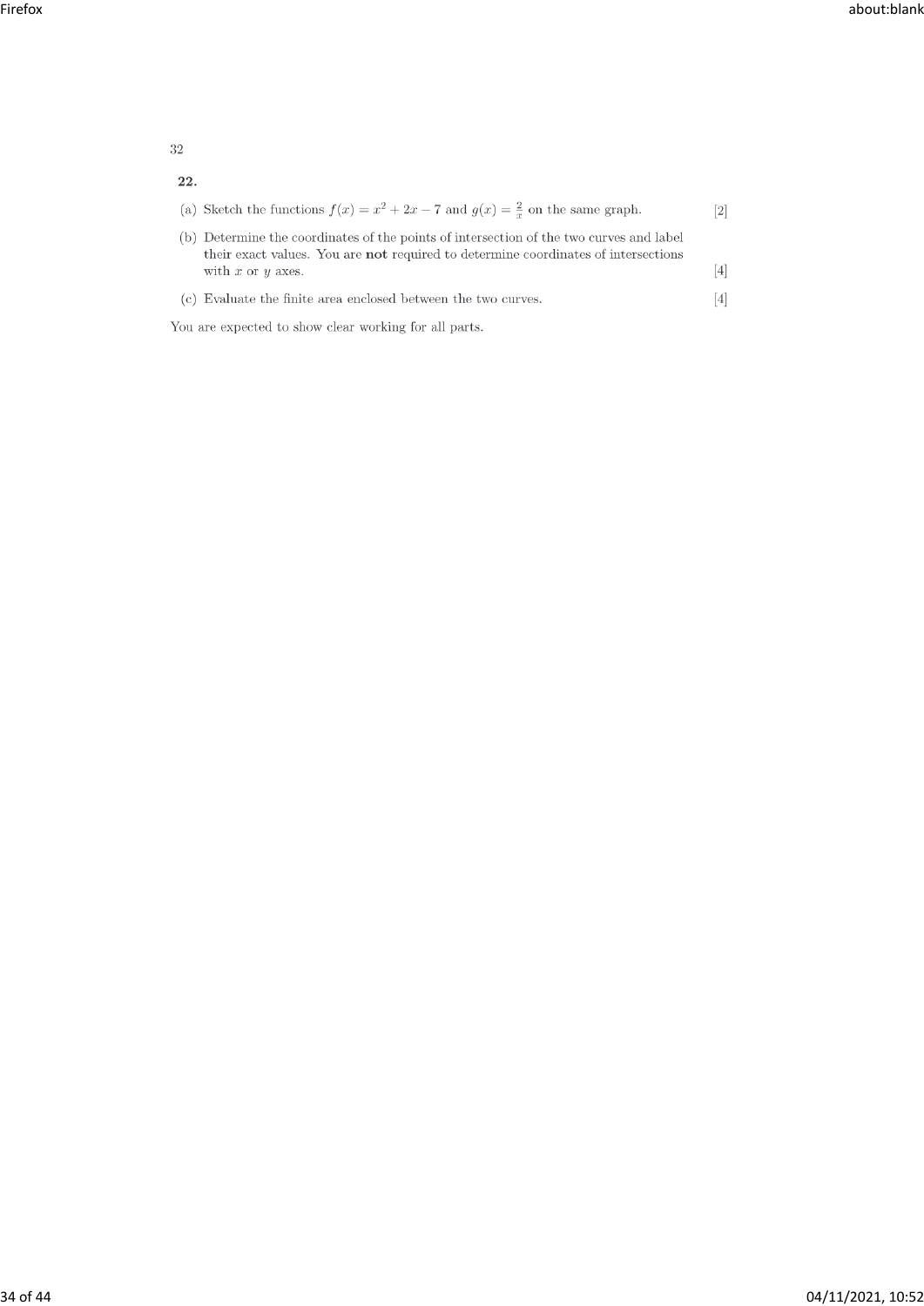**22.**

(a) Sketch the functions $f(x) = x^2 + 2x - 7$ and $g(x) = \frac{2}{x}$ on the same graph. [2]

(b) Determine the coordinates of the points of intersection of the two curves and label their exact values. You are **not** required to determine coordinates of intersections with $x$ or $y$ axes. [4]

(c) Evaluate the finite area enclosed between the two curves. [4]

You are expected to show clear working for all parts.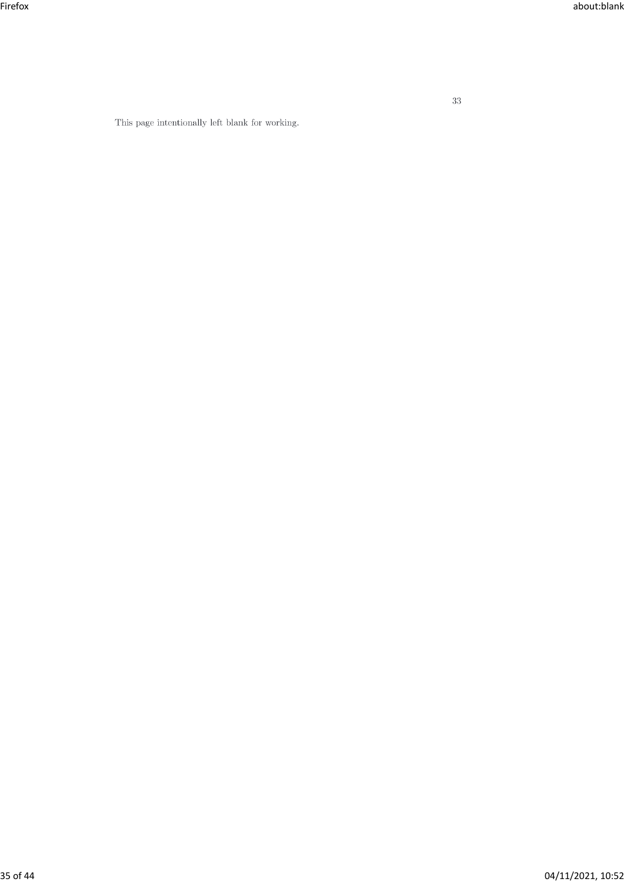This page intentionally left blank for working.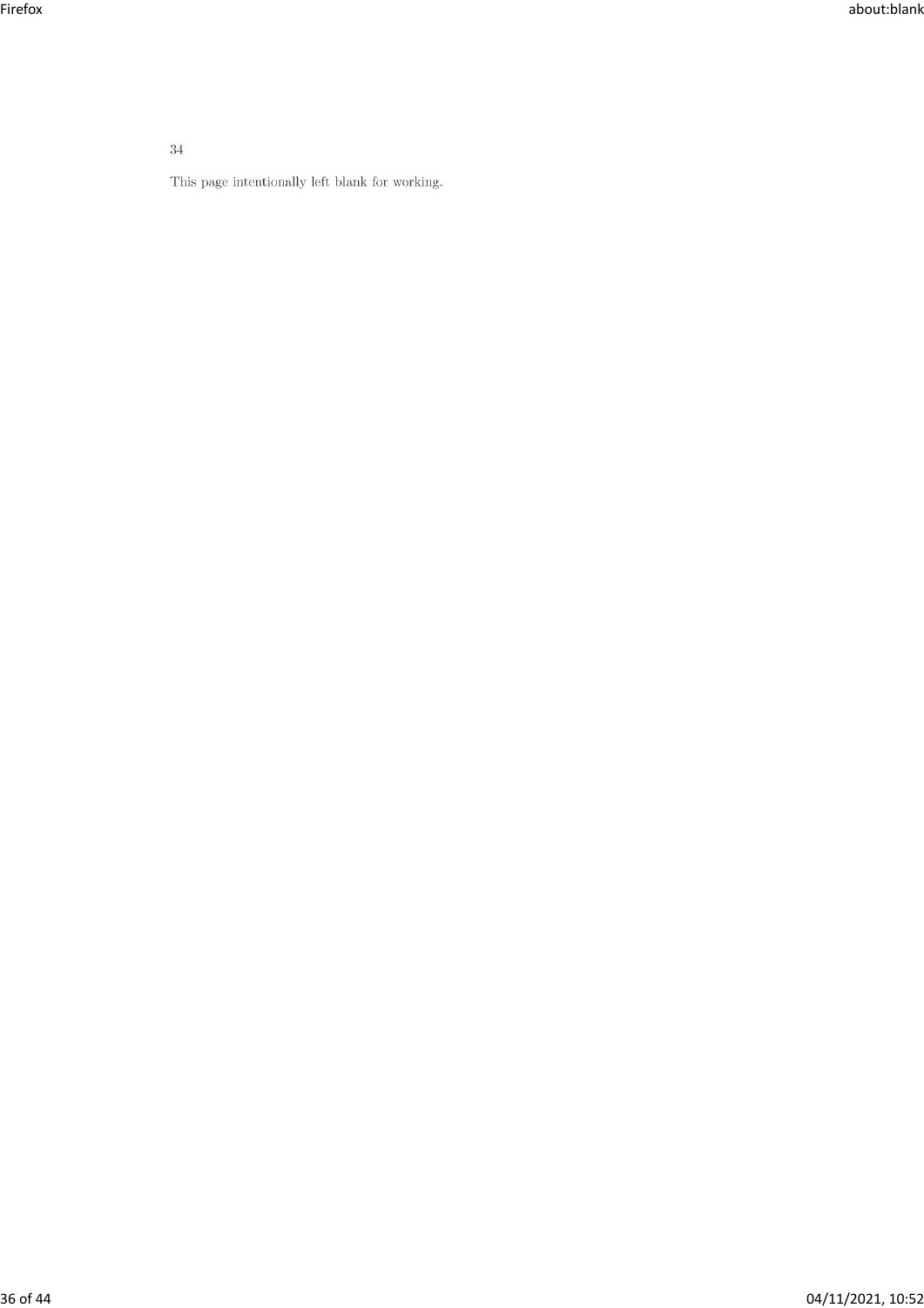This page intentionally left blank for working.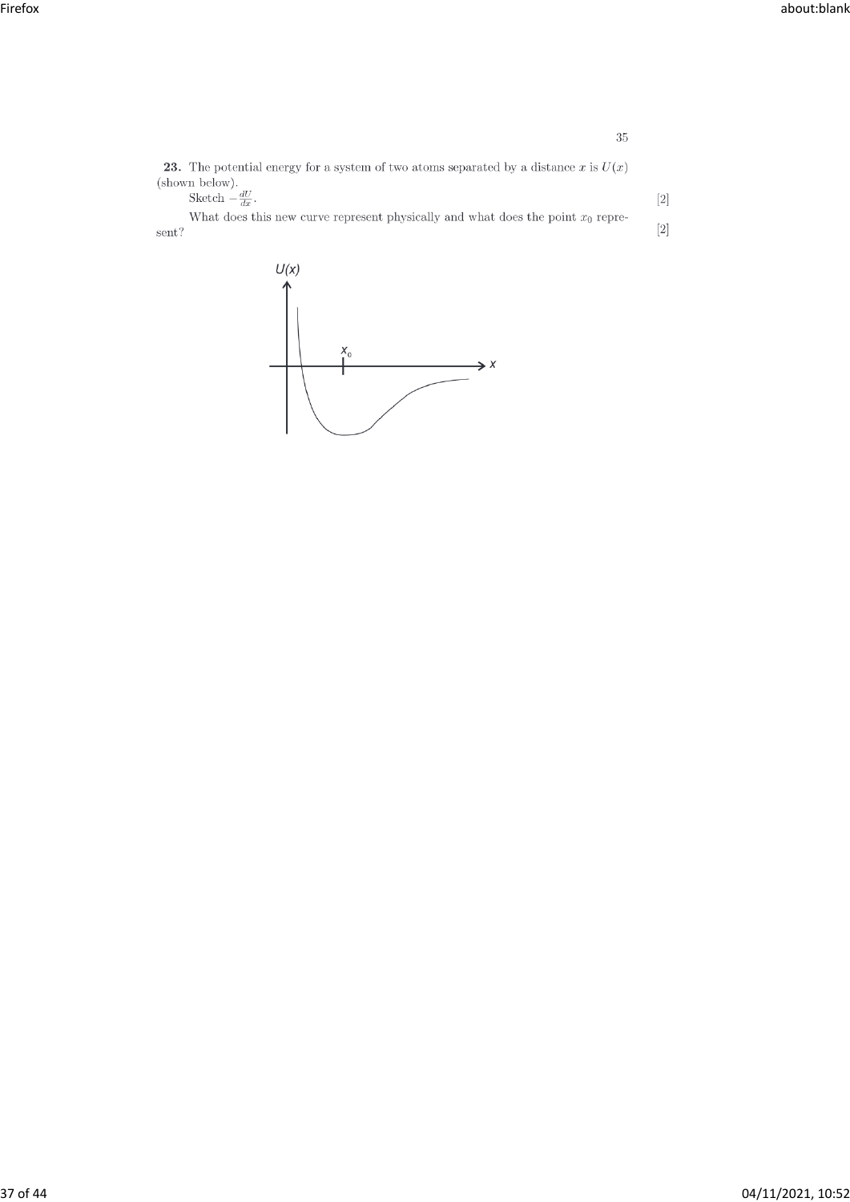**23.** The potential energy for a system of two atoms separated by a distance $x$ is $U(x)$ (shown below).

Sketch $-\frac{dU}{dx}$. [2]

What does this new curve represent physically and what does the point $x_0$ represent? [2]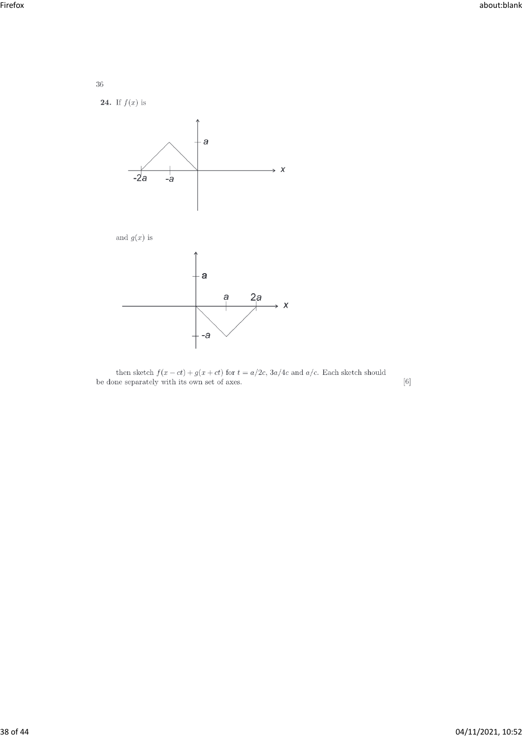**24.** If $f(x)$ is

and $g(x)$ is

then sketch $f(x - ct) + g(x + ct)$ for $t = a/2c$, $3a/4c$ and $a/c$. Each sketch should be done separately with its own set of axes. [6]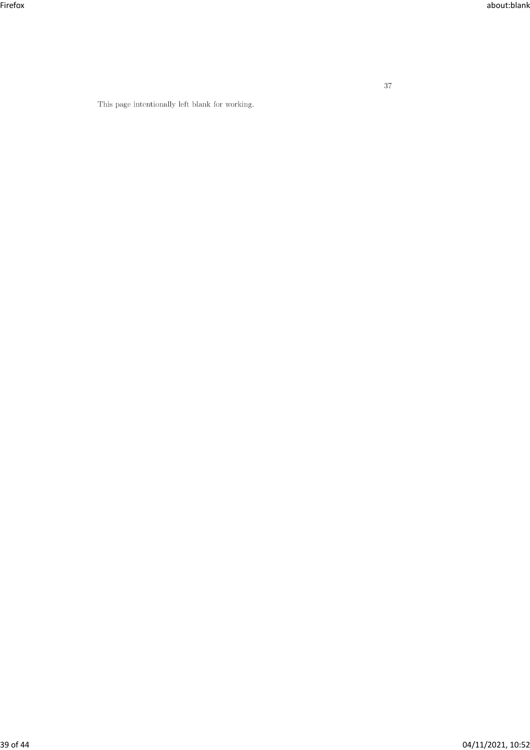This page intentionally left blank for working.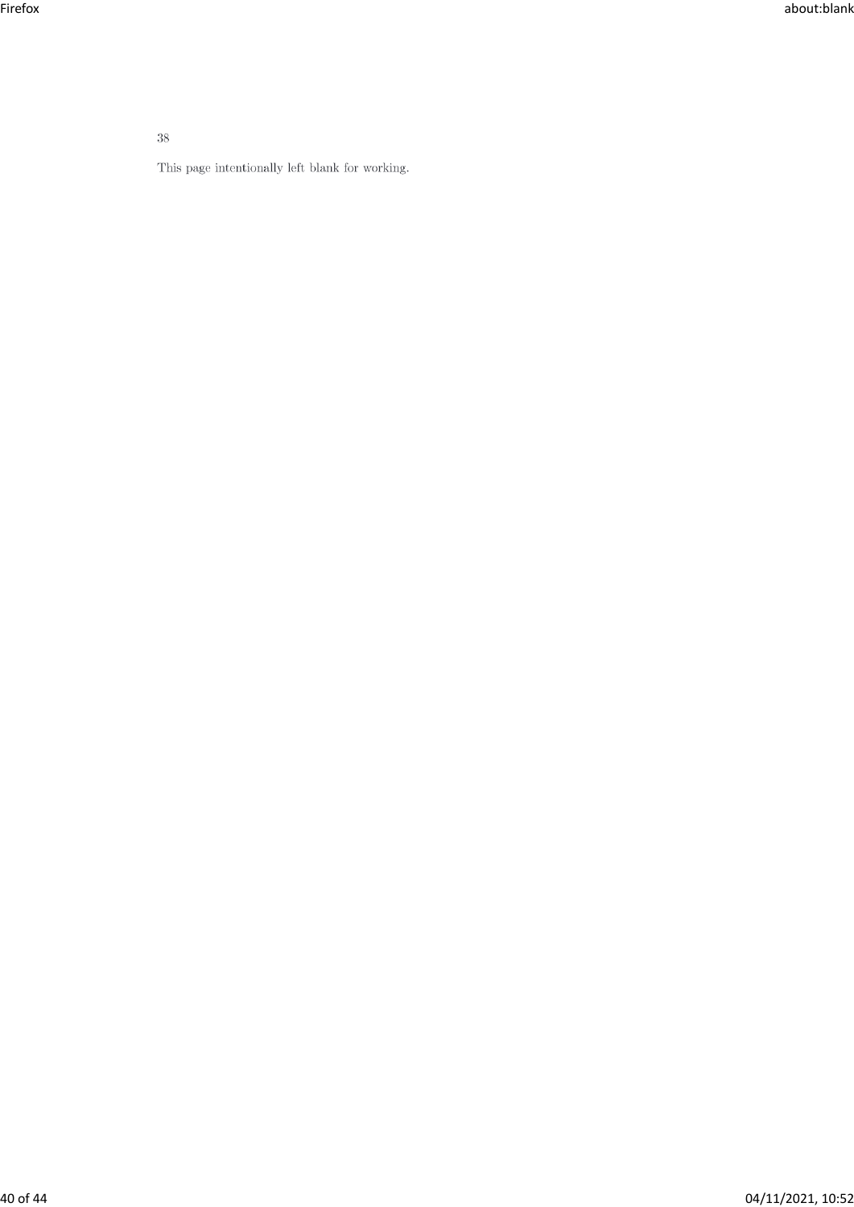This page intentionally left blank for working.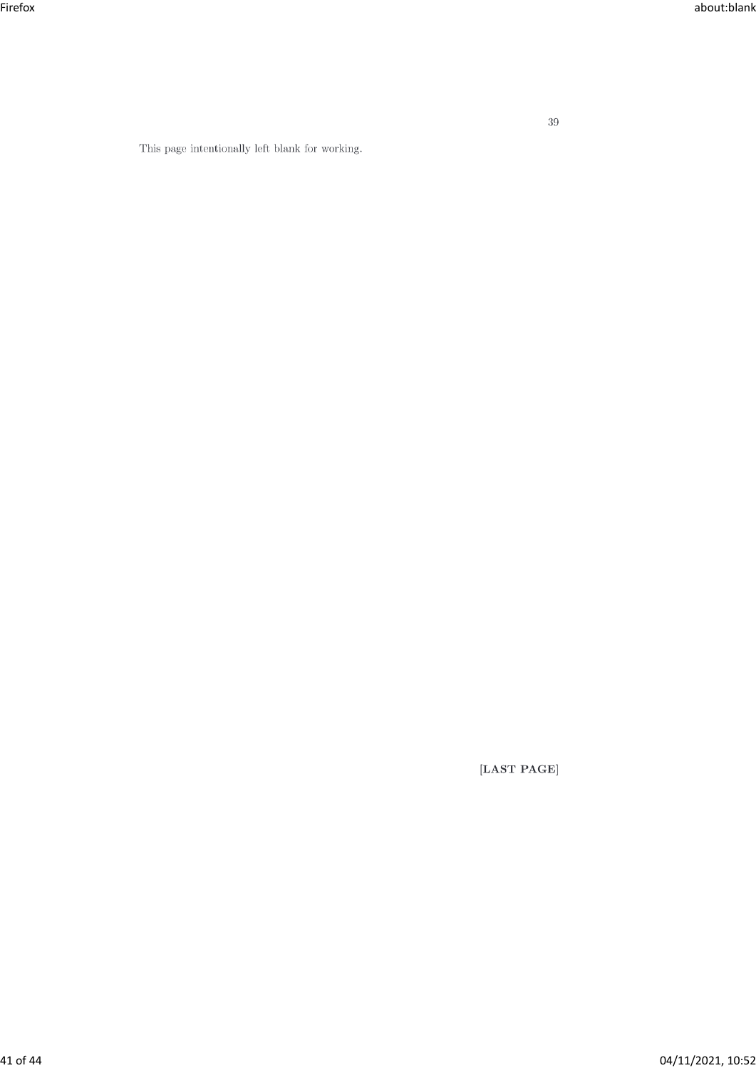This page intentionally left blank for working.

[LAST PAGE]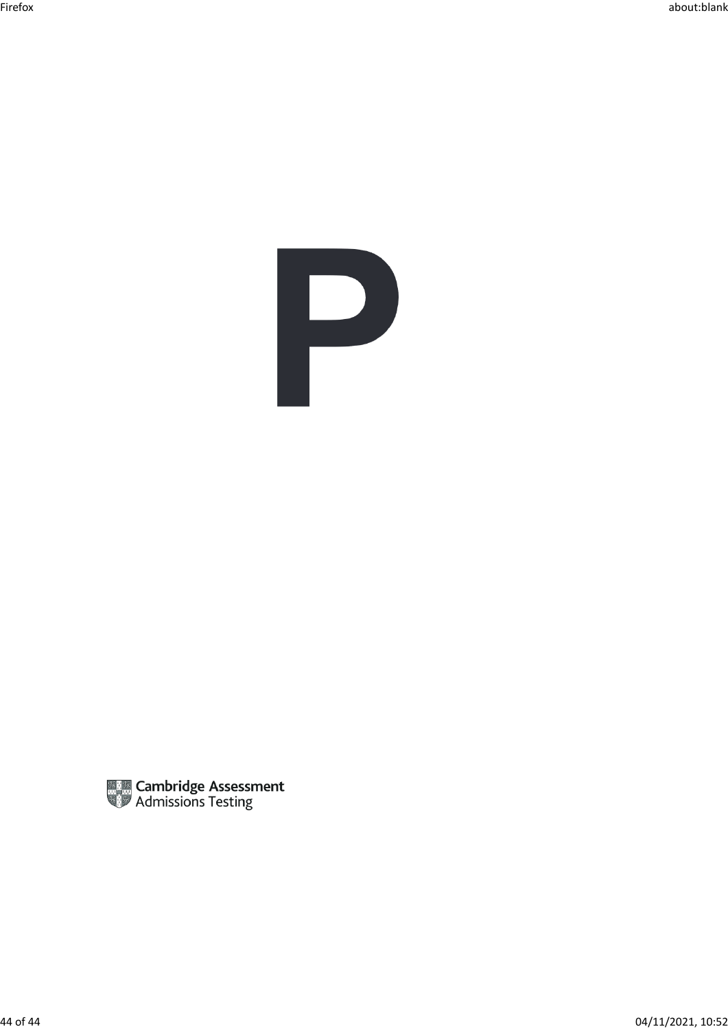# P

Cambridge Assessment
Admissions Testing